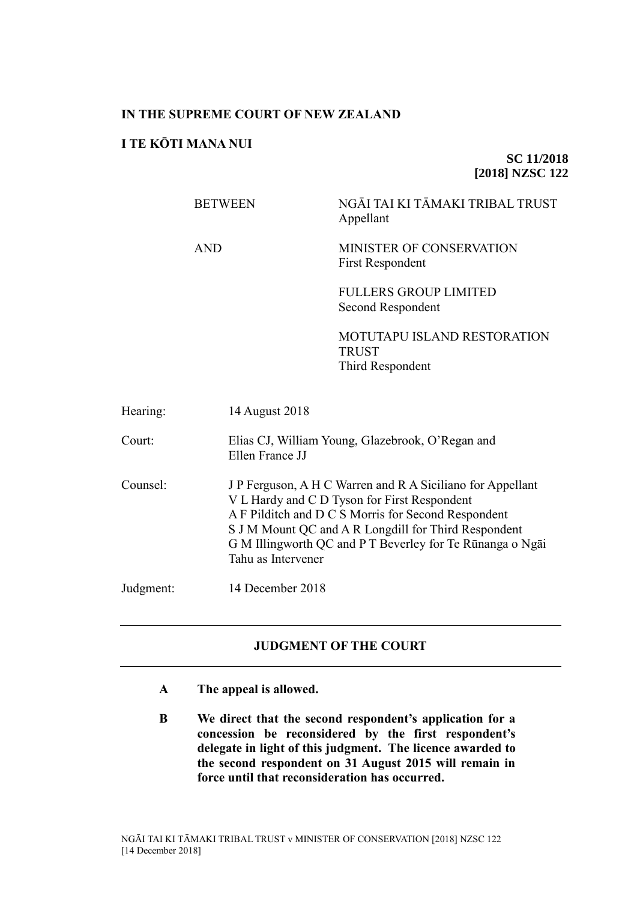**IN THE SUPREME COURT OF NEW ZEALAND**

**I TE KŌTI MANA NUI**

**SC 11/2018**
**[2018] NZSC 122**

| | |
|---|---|
| BETWEEN | NGĀI TAI KI TĀMAKI TRIBAL TRUST<br>Appellant |
| AND | MINISTER OF CONSERVATION<br>First Respondent |
| | FULLERS GROUP LIMITED<br>Second Respondent |
| | MOTUTAPU ISLAND RESTORATION TRUST<br>Third Respondent |

| | |
|---|---|
| Hearing: | 14 August 2018 |
| Court: | Elias CJ, William Young, Glazebrook, O'Regan and Ellen France JJ |
| Counsel: | J P Ferguson, A H C Warren and R A Siciliano for Appellant<br>V L Hardy and C D Tyson for First Respondent<br>A F Pilditch and D C S Morris for Second Respondent<br>S J M Mount QC and A R Longdill for Third Respondent<br>G M Illingworth QC and P T Beverley for Te Rūnanga o Ngāi Tahu as Intervener |
| Judgment: | 14 December 2018 |

---

**JUDGMENT OF THE COURT**

---

**A The appeal is allowed.**

**B We direct that the second respondent's application for a concession be reconsidered by the first respondent's delegate in light of this judgment. The licence awarded to the second respondent on 31 August 2015 will remain in force until that reconsideration has occurred.**

NGĀI TAI KI TĀMAKI TRIBAL TRUST v MINISTER OF CONSERVATION [2018] NZSC 122 [14 December 2018]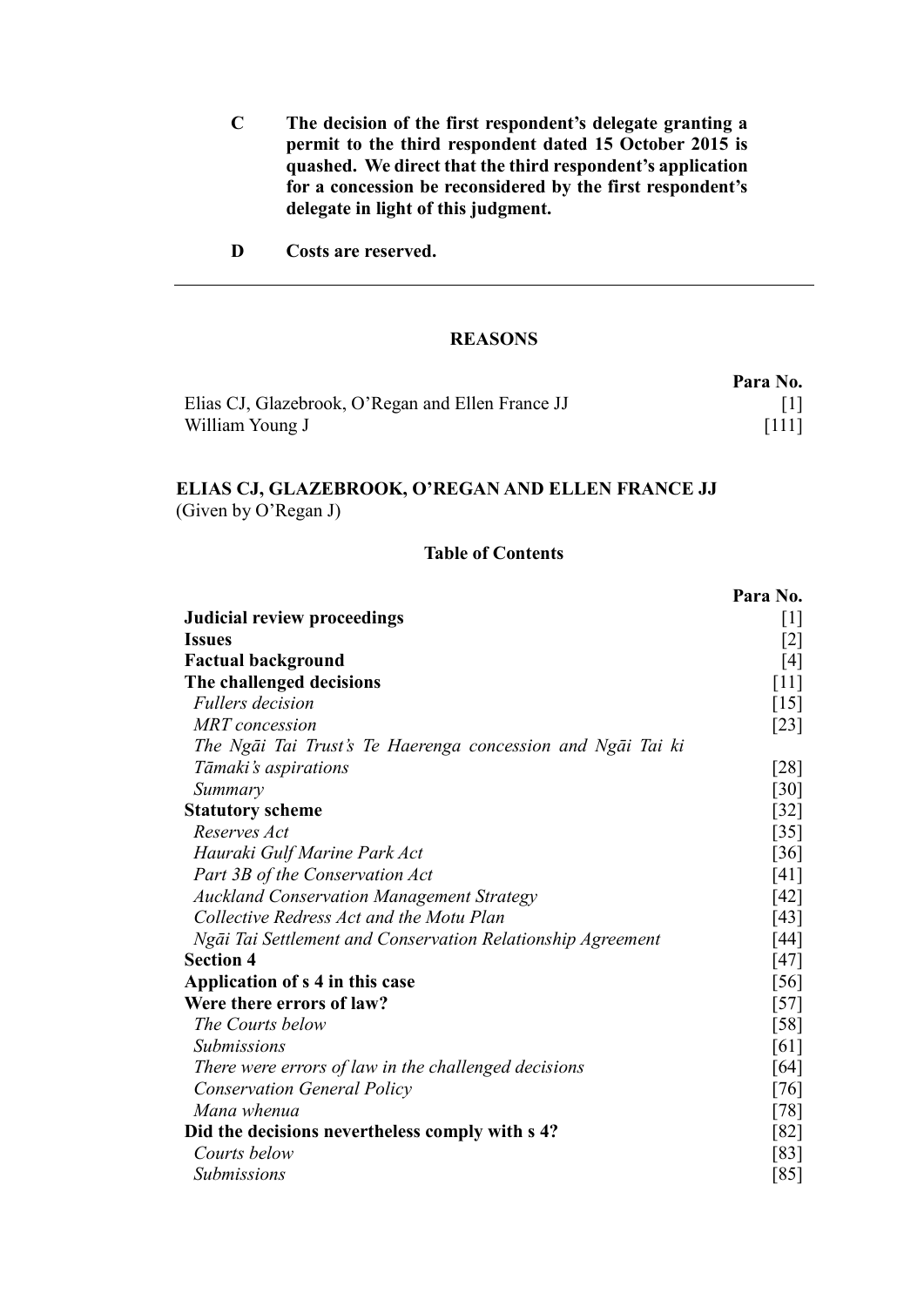**C The decision of the first respondent's delegate granting a permit to the third respondent dated 15 October 2015 is quashed. We direct that the third respondent's application for a concession be reconsidered by the first respondent's delegate in light of this judgment.**

**D Costs are reserved.**

---

## REASONS

| | Para No. |
|---|---|
| Elias CJ, Glazebrook, O'Regan and Ellen France JJ | [1] |
| William Young J | [111] |

## ELIAS CJ, GLAZEBROOK, O'REGAN AND ELLEN FRANCE JJ

(Given by O'Regan J)

### Table of Contents

| | Para No. |
|---|---|
| **Judicial review proceedings** | [1] |
| **Issues** | [2] |
| **Factual background** | [4] |
| **The challenged decisions** | [11] |
| *Fullers decision* | [15] |
| *MRT concession* | [23] |
| *The Ngāi Tai Trust's Te Haerenga concession and Ngāi Tai ki Tāmaki's aspirations* | [28] |
| *Summary* | [30] |
| **Statutory scheme** | [32] |
| *Reserves Act* | [35] |
| *Hauraki Gulf Marine Park Act* | [36] |
| *Part 3B of the Conservation Act* | [41] |
| *Auckland Conservation Management Strategy* | [42] |
| *Collective Redress Act and the Motu Plan* | [43] |
| *Ngāi Tai Settlement and Conservation Relationship Agreement* | [44] |
| **Section 4** | [47] |
| **Application of s 4 in this case** | [56] |
| **Were there errors of law?** | [57] |
| *The Courts below* | [58] |
| *Submissions* | [61] |
| *There were errors of law in the challenged decisions* | [64] |
| *Conservation General Policy* | [76] |
| *Mana whenua* | [78] |
| **Did the decisions nevertheless comply with s 4?** | [82] |
| *Courts below* | [83] |
| *Submissions* | [85] |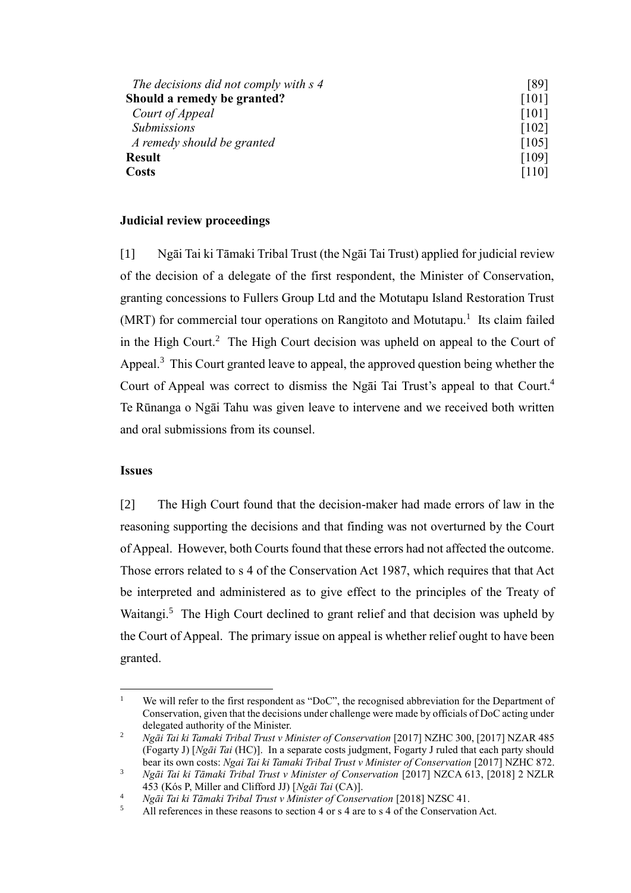| | |
|---|---|
| *The decisions did not comply with s 4* | [89] |
| **Should a remedy be granted?** | [101] |
| *Court of Appeal* | [101] |
| *Submissions* | [102] |
| *A remedy should be granted* | [105] |
| **Result** | [109] |
| **Costs** | [110] |

**Judicial review proceedings**

[1] Ngāi Tai ki Tāmaki Tribal Trust (the Ngāi Tai Trust) applied for judicial review of the decision of a delegate of the first respondent, the Minister of Conservation, granting concessions to Fullers Group Ltd and the Motutapu Island Restoration Trust (MRT) for commercial tour operations on Rangitoto and Motutapu.[1] Its claim failed in the High Court.[2] The High Court decision was upheld on appeal to the Court of Appeal.[3] This Court granted leave to appeal, the approved question being whether the Court of Appeal was correct to dismiss the Ngāi Tai Trust's appeal to that Court.[4] Te Rūnanga o Ngāi Tahu was given leave to intervene and we received both written and oral submissions from its counsel.

**Issues**

[2] The High Court found that the decision-maker had made errors of law in the reasoning supporting the decisions and that finding was not overturned by the Court of Appeal. However, both Courts found that these errors had not affected the outcome. Those errors related to s 4 of the Conservation Act 1987, which requires that that Act be interpreted and administered as to give effect to the principles of the Treaty of Waitangi.[5] The High Court declined to grant relief and that decision was upheld by the Court of Appeal. The primary issue on appeal is whether relief ought to have been granted.

---

[1] We will refer to the first respondent as "DoC", the recognised abbreviation for the Department of Conservation, given that the decisions under challenge were made by officials of DoC acting under delegated authority of the Minister.

[2] *Ngāi Tai ki Tamaki Tribal Trust v Minister of Conservation* [2017] NZHC 300, [2017] NZAR 485 (Fogarty J) [*Ngāi Tai* (HC)]. In a separate costs judgment, Fogarty J ruled that each party should bear its own costs: *Ngai Tai ki Tamaki Tribal Trust v Minister of Conservation* [2017] NZHC 872.

[3] *Ngāi Tai ki Tāmaki Tribal Trust v Minister of Conservation* [2017] NZCA 613, [2018] 2 NZLR 453 (Kós P, Miller and Clifford JJ) [*Ngāi Tai* (CA)].

[4] *Ngāi Tai ki Tāmaki Tribal Trust v Minister of Conservation* [2018] NZSC 41.

[5] All references in these reasons to section 4 or s 4 are to s 4 of the Conservation Act.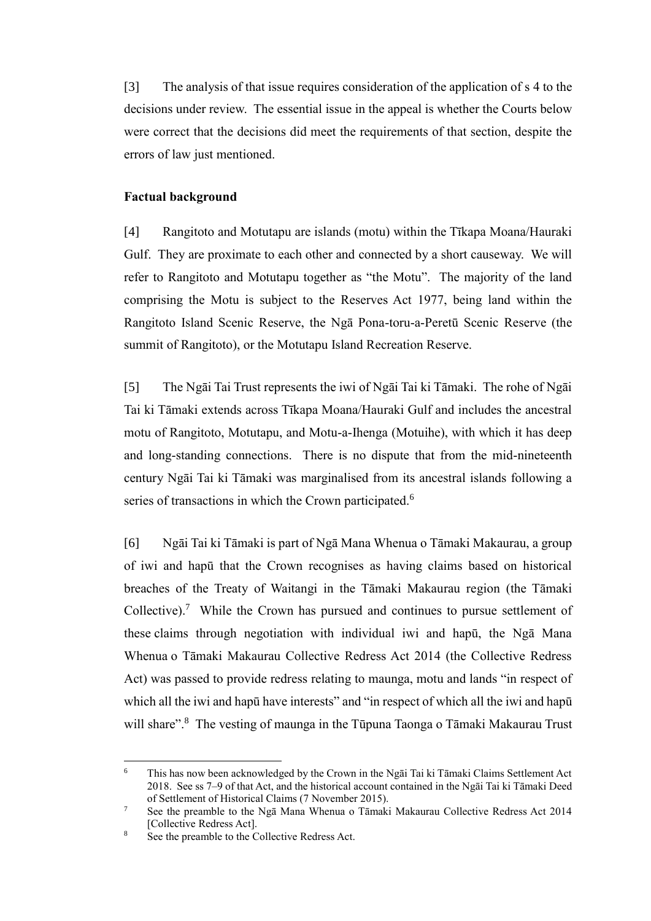[3] The analysis of that issue requires consideration of the application of s 4 to the decisions under review. The essential issue in the appeal is whether the Courts below were correct that the decisions did meet the requirements of that section, despite the errors of law just mentioned.

**Factual background**

[4] Rangitoto and Motutapu are islands (motu) within the Tīkapa Moana/Hauraki Gulf. They are proximate to each other and connected by a short causeway. We will refer to Rangitoto and Motutapu together as "the Motu". The majority of the land comprising the Motu is subject to the Reserves Act 1977, being land within the Rangitoto Island Scenic Reserve, the Ngā Pona-toru-a-Peretū Scenic Reserve (the summit of Rangitoto), or the Motutapu Island Recreation Reserve.

[5] The Ngāi Tai Trust represents the iwi of Ngāi Tai ki Tāmaki. The rohe of Ngāi Tai ki Tāmaki extends across Tīkapa Moana/Hauraki Gulf and includes the ancestral motu of Rangitoto, Motutapu, and Motu-a-Ihenga (Motuihe), with which it has deep and long-standing connections. There is no dispute that from the mid-nineteenth century Ngāi Tai ki Tāmaki was marginalised from its ancestral islands following a series of transactions in which the Crown participated.[6]

[6] Ngāi Tai ki Tāmaki is part of Ngā Mana Whenua o Tāmaki Makaurau, a group of iwi and hapū that the Crown recognises as having claims based on historical breaches of the Treaty of Waitangi in the Tāmaki Makaurau region (the Tāmaki Collective).[7] While the Crown has pursued and continues to pursue settlement of these claims through negotiation with individual iwi and hapū, the Ngā Mana Whenua o Tāmaki Makaurau Collective Redress Act 2014 (the Collective Redress Act) was passed to provide redress relating to maunga, motu and lands "in respect of which all the iwi and hapū have interests" and "in respect of which all the iwi and hapū will share".[8] The vesting of maunga in the Tūpuna Taonga o Tāmaki Makaurau Trust

---

[6] This has now been acknowledged by the Crown in the Ngāi Tai ki Tāmaki Claims Settlement Act 2018. See ss 7–9 of that Act, and the historical account contained in the Ngāi Tai ki Tāmaki Deed of Settlement of Historical Claims (7 November 2015).

[7] See the preamble to the Ngā Mana Whenua o Tāmaki Makaurau Collective Redress Act 2014 [Collective Redress Act].

[8] See the preamble to the Collective Redress Act.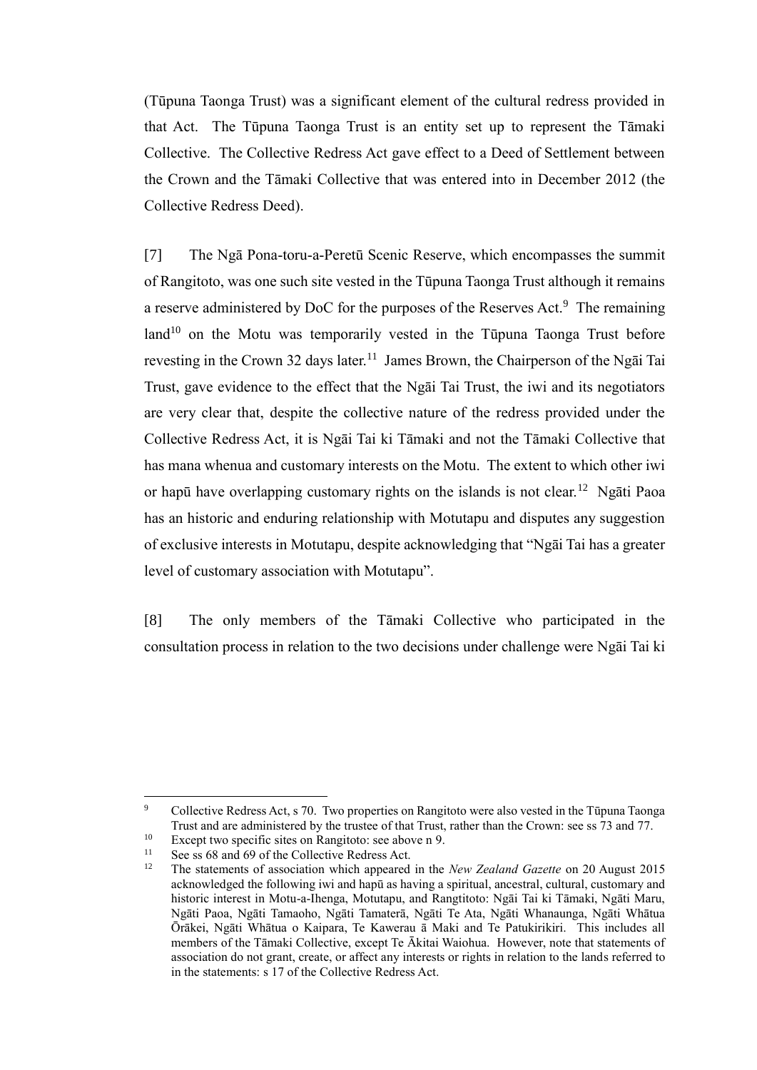(Tūpuna Taonga Trust) was a significant element of the cultural redress provided in that Act. The Tūpuna Taonga Trust is an entity set up to represent the Tāmaki Collective. The Collective Redress Act gave effect to a Deed of Settlement between the Crown and the Tāmaki Collective that was entered into in December 2012 (the Collective Redress Deed).

[7] The Ngā Pona-toru-a-Peretū Scenic Reserve, which encompasses the summit of Rangitoto, was one such site vested in the Tūpuna Taonga Trust although it remains a reserve administered by DoC for the purposes of the Reserves Act.[9] The remaining land[10] on the Motu was temporarily vested in the Tūpuna Taonga Trust before revesting in the Crown 32 days later.[11] James Brown, the Chairperson of the Ngāi Tai Trust, gave evidence to the effect that the Ngāi Tai Trust, the iwi and its negotiators are very clear that, despite the collective nature of the redress provided under the Collective Redress Act, it is Ngāi Tai ki Tāmaki and not the Tāmaki Collective that has mana whenua and customary interests on the Motu. The extent to which other iwi or hapū have overlapping customary rights on the islands is not clear.[12] Ngāti Paoa has an historic and enduring relationship with Motutapu and disputes any suggestion of exclusive interests in Motutapu, despite acknowledging that "Ngāi Tai has a greater level of customary association with Motutapu".

[8] The only members of the Tāmaki Collective who participated in the consultation process in relation to the two decisions under challenge were Ngāi Tai ki

---

[9] Collective Redress Act, s 70. Two properties on Rangitoto were also vested in the Tūpuna Taonga Trust and are administered by the trustee of that Trust, rather than the Crown: see ss 73 and 77.

[10] Except two specific sites on Rangitoto: see above n 9.

[11] See ss 68 and 69 of the Collective Redress Act.

[12] The statements of association which appeared in the *New Zealand Gazette* on 20 August 2015 acknowledged the following iwi and hapū as having a spiritual, ancestral, cultural, customary and historic interest in Motu-a-Ihenga, Motutapu, and Rangtitoto: Ngāi Tai ki Tāmaki, Ngāti Maru, Ngāti Paoa, Ngāti Tamaoho, Ngāti Tamaterā, Ngāti Te Ata, Ngāti Whanaunga, Ngāti Whātua Ōrākei, Ngāti Whātua o Kaipara, Te Kawerau ā Maki and Te Patukirikiri. This includes all members of the Tāmaki Collective, except Te Ākitai Waiohua. However, note that statements of association do not grant, create, or affect any interests or rights in relation to the lands referred to in the statements: s 17 of the Collective Redress Act.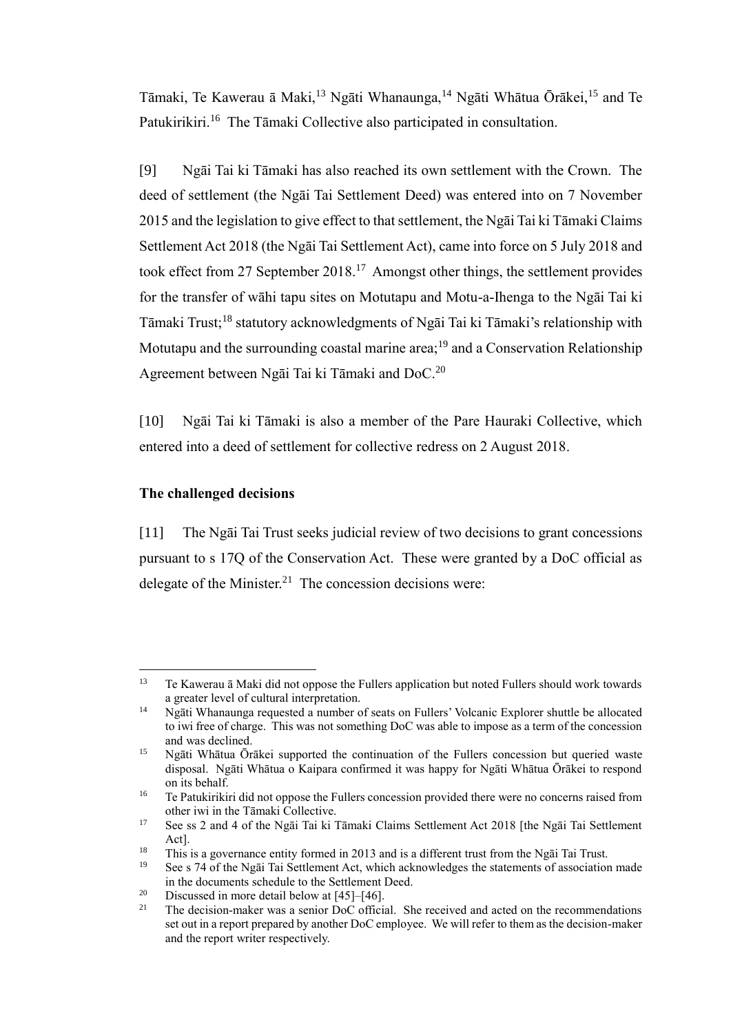Tāmaki, Te Kawerau ā Maki,[13] Ngāti Whanaunga,[14] Ngāti Whātua Ōrākei,[15] and Te Patukirikiri.[16] The Tāmaki Collective also participated in consultation.

[9] Ngāi Tai ki Tāmaki has also reached its own settlement with the Crown. The deed of settlement (the Ngāi Tai Settlement Deed) was entered into on 7 November 2015 and the legislation to give effect to that settlement, the Ngāi Tai ki Tāmaki Claims Settlement Act 2018 (the Ngāi Tai Settlement Act), came into force on 5 July 2018 and took effect from 27 September 2018.[17] Amongst other things, the settlement provides for the transfer of wāhi tapu sites on Motutapu and Motu-a-Ihenga to the Ngāi Tai ki Tāmaki Trust;[18] statutory acknowledgments of Ngāi Tai ki Tāmaki's relationship with Motutapu and the surrounding coastal marine area;[19] and a Conservation Relationship Agreement between Ngāi Tai ki Tāmaki and DoC.[20]

[10] Ngāi Tai ki Tāmaki is also a member of the Pare Hauraki Collective, which entered into a deed of settlement for collective redress on 2 August 2018.

### The challenged decisions

[11] The Ngāi Tai Trust seeks judicial review of two decisions to grant concessions pursuant to s 17Q of the Conservation Act. These were granted by a DoC official as delegate of the Minister.[21] The concession decisions were:

---

[13] Te Kawerau ā Maki did not oppose the Fullers application but noted Fullers should work towards a greater level of cultural interpretation.

[14] Ngāti Whanaunga requested a number of seats on Fullers' Volcanic Explorer shuttle be allocated to iwi free of charge. This was not something DoC was able to impose as a term of the concession and was declined.

[15] Ngāti Whātua Ōrākei supported the continuation of the Fullers concession but queried waste disposal. Ngāti Whātua o Kaipara confirmed it was happy for Ngāti Whātua Ōrākei to respond on its behalf.

[16] Te Patukirikiri did not oppose the Fullers concession provided there were no concerns raised from other iwi in the Tāmaki Collective.

[17] See ss 2 and 4 of the Ngāi Tai ki Tāmaki Claims Settlement Act 2018 [the Ngāi Tai Settlement Act].

[18] This is a governance entity formed in 2013 and is a different trust from the Ngāi Tai Trust.

[19] See s 74 of the Ngāi Tai Settlement Act, which acknowledges the statements of association made in the documents schedule to the Settlement Deed.

[20] Discussed in more detail below at [45]–[46].

[21] The decision-maker was a senior DoC official. She received and acted on the recommendations set out in a report prepared by another DoC employee. We will refer to them as the decision-maker and the report writer respectively.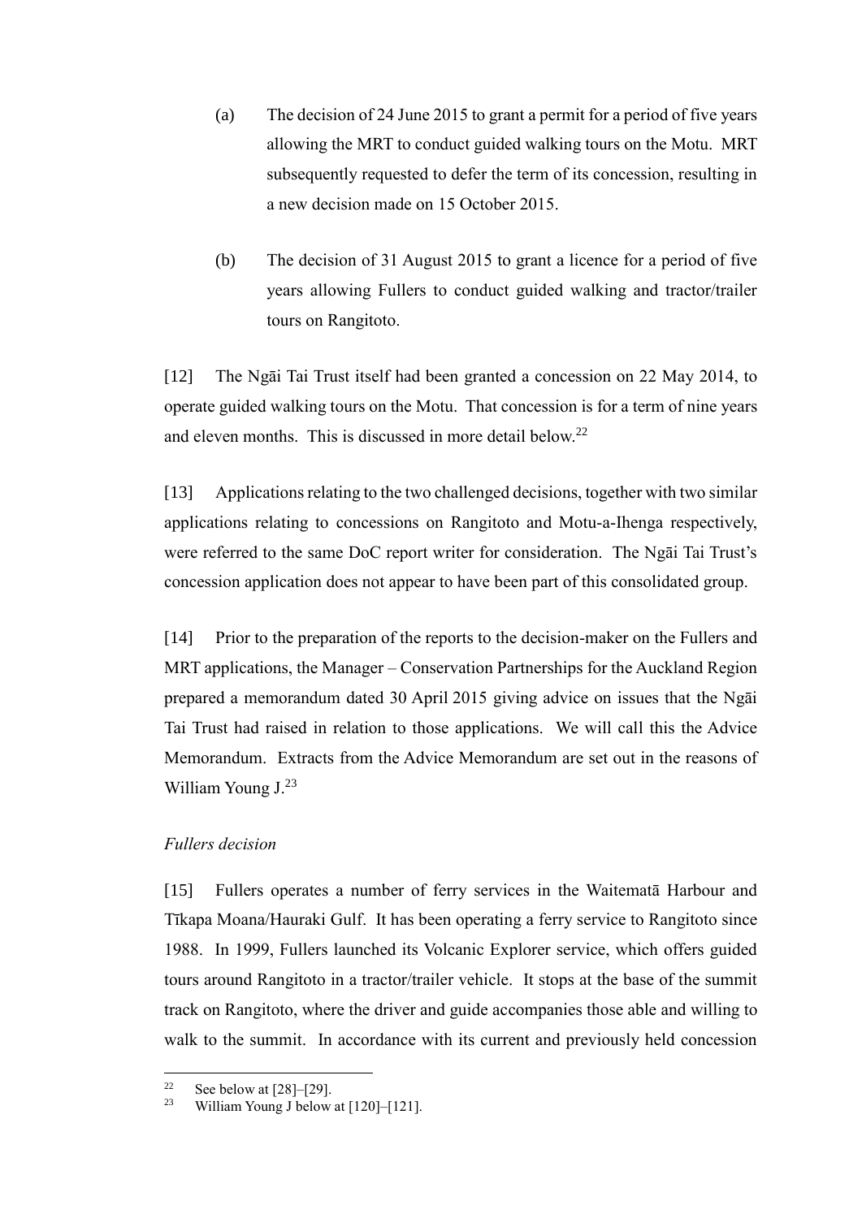(a) The decision of 24 June 2015 to grant a permit for a period of five years allowing the MRT to conduct guided walking tours on the Motu. MRT subsequently requested to defer the term of its concession, resulting in a new decision made on 15 October 2015.

(b) The decision of 31 August 2015 to grant a licence for a period of five years allowing Fullers to conduct guided walking and tractor/trailer tours on Rangitoto.

[12] The Ngāi Tai Trust itself had been granted a concession on 22 May 2014, to operate guided walking tours on the Motu. That concession is for a term of nine years and eleven months. This is discussed in more detail below.[22]

[13] Applications relating to the two challenged decisions, together with two similar applications relating to concessions on Rangitoto and Motu-a-Ihenga respectively, were referred to the same DoC report writer for consideration. The Ngāi Tai Trust's concession application does not appear to have been part of this consolidated group.

[14] Prior to the preparation of the reports to the decision-maker on the Fullers and MRT applications, the Manager – Conservation Partnerships for the Auckland Region prepared a memorandum dated 30 April 2015 giving advice on issues that the Ngāi Tai Trust had raised in relation to those applications. We will call this the Advice Memorandum. Extracts from the Advice Memorandum are set out in the reasons of William Young J.[23]

*Fullers decision*

[15] Fullers operates a number of ferry services in the Waitematā Harbour and Tīkapa Moana/Hauraki Gulf. It has been operating a ferry service to Rangitoto since 1988. In 1999, Fullers launched its Volcanic Explorer service, which offers guided tours around Rangitoto in a tractor/trailer vehicle. It stops at the base of the summit track on Rangitoto, where the driver and guide accompanies those able and willing to walk to the summit. In accordance with its current and previously held concession

---

[22] See below at [28]–[29].

[23] William Young J below at [120]–[121].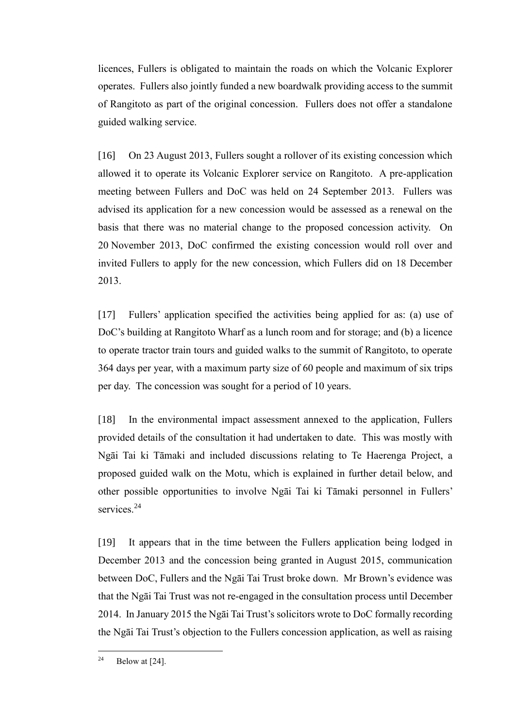licences, Fullers is obligated to maintain the roads on which the Volcanic Explorer operates. Fullers also jointly funded a new boardwalk providing access to the summit of Rangitoto as part of the original concession. Fullers does not offer a standalone guided walking service.

[16] On 23 August 2013, Fullers sought a rollover of its existing concession which allowed it to operate its Volcanic Explorer service on Rangitoto. A pre-application meeting between Fullers and DoC was held on 24 September 2013. Fullers was advised its application for a new concession would be assessed as a renewal on the basis that there was no material change to the proposed concession activity. On 20 November 2013, DoC confirmed the existing concession would roll over and invited Fullers to apply for the new concession, which Fullers did on 18 December 2013.

[17] Fullers' application specified the activities being applied for as: (a) use of DoC's building at Rangitoto Wharf as a lunch room and for storage; and (b) a licence to operate tractor train tours and guided walks to the summit of Rangitoto, to operate 364 days per year, with a maximum party size of 60 people and maximum of six trips per day. The concession was sought for a period of 10 years.

[18] In the environmental impact assessment annexed to the application, Fullers provided details of the consultation it had undertaken to date. This was mostly with Ngāi Tai ki Tāmaki and included discussions relating to Te Haerenga Project, a proposed guided walk on the Motu, which is explained in further detail below, and other possible opportunities to involve Ngāi Tai ki Tāmaki personnel in Fullers' services.[24]

[19] It appears that in the time between the Fullers application being lodged in December 2013 and the concession being granted in August 2015, communication between DoC, Fullers and the Ngāi Tai Trust broke down. Mr Brown's evidence was that the Ngāi Tai Trust was not re-engaged in the consultation process until December 2014. In January 2015 the Ngāi Tai Trust's solicitors wrote to DoC formally recording the Ngāi Tai Trust's objection to the Fullers concession application, as well as raising

---

[24] Below at [24].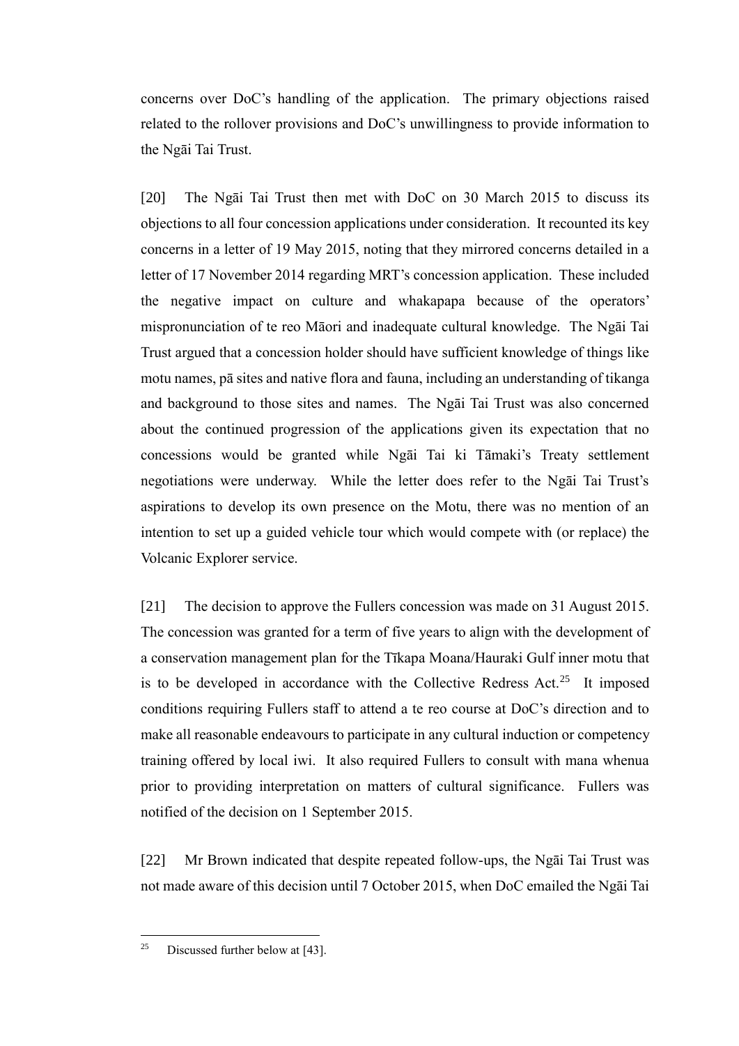concerns over DoC's handling of the application. The primary objections raised related to the rollover provisions and DoC's unwillingness to provide information to the Ngāi Tai Trust.

[20] The Ngāi Tai Trust then met with DoC on 30 March 2015 to discuss its objections to all four concession applications under consideration. It recounted its key concerns in a letter of 19 May 2015, noting that they mirrored concerns detailed in a letter of 17 November 2014 regarding MRT's concession application. These included the negative impact on culture and whakapapa because of the operators' mispronunciation of te reo Māori and inadequate cultural knowledge. The Ngāi Tai Trust argued that a concession holder should have sufficient knowledge of things like motu names, pā sites and native flora and fauna, including an understanding of tikanga and background to those sites and names. The Ngāi Tai Trust was also concerned about the continued progression of the applications given its expectation that no concessions would be granted while Ngāi Tai ki Tāmaki's Treaty settlement negotiations were underway. While the letter does refer to the Ngāi Tai Trust's aspirations to develop its own presence on the Motu, there was no mention of an intention to set up a guided vehicle tour which would compete with (or replace) the Volcanic Explorer service.

[21] The decision to approve the Fullers concession was made on 31 August 2015. The concession was granted for a term of five years to align with the development of a conservation management plan for the Tīkapa Moana/Hauraki Gulf inner motu that is to be developed in accordance with the Collective Redress Act.[25] It imposed conditions requiring Fullers staff to attend a te reo course at DoC's direction and to make all reasonable endeavours to participate in any cultural induction or competency training offered by local iwi. It also required Fullers to consult with mana whenua prior to providing interpretation on matters of cultural significance. Fullers was notified of the decision on 1 September 2015.

[22] Mr Brown indicated that despite repeated follow-ups, the Ngāi Tai Trust was not made aware of this decision until 7 October 2015, when DoC emailed the Ngāi Tai

[25] Discussed further below at [43].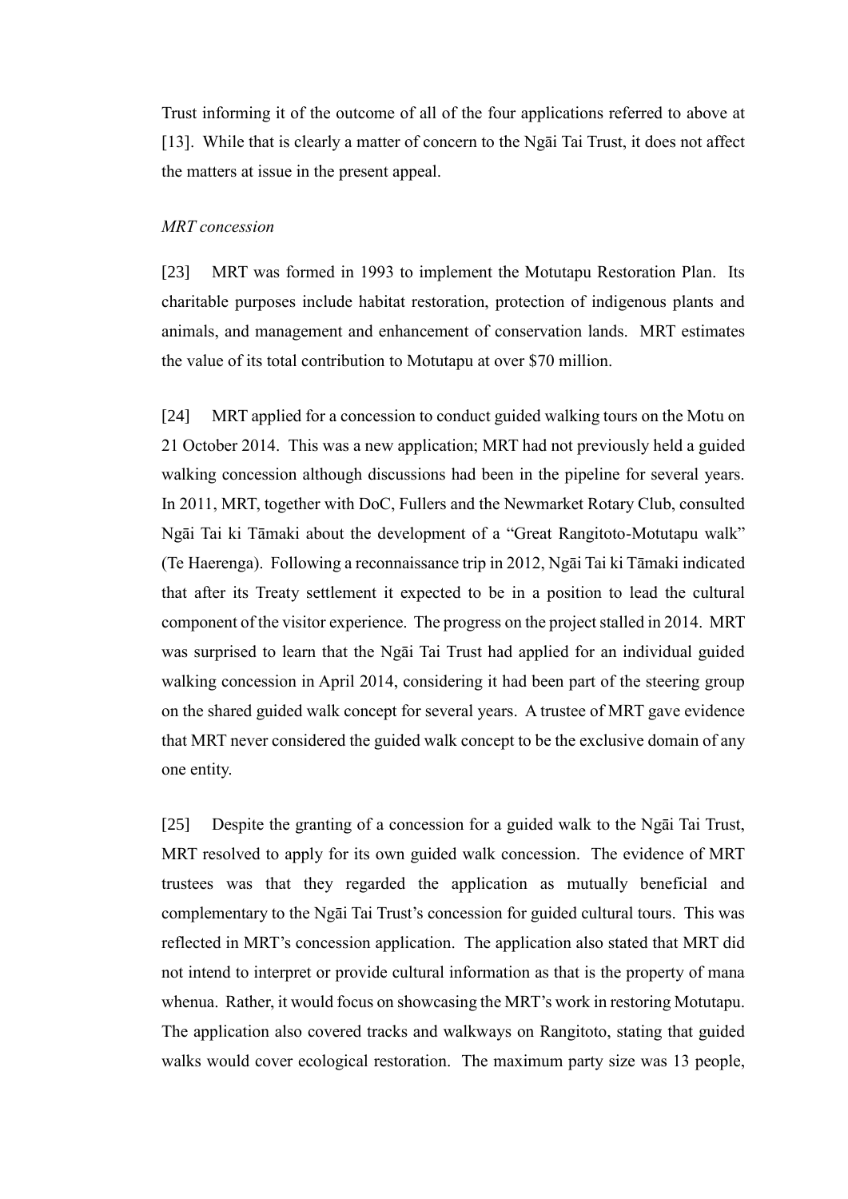Trust informing it of the outcome of all of the four applications referred to above at [13]. While that is clearly a matter of concern to the Ngāi Tai Trust, it does not affect the matters at issue in the present appeal.

*MRT concession*

[23] MRT was formed in 1993 to implement the Motutapu Restoration Plan. Its charitable purposes include habitat restoration, protection of indigenous plants and animals, and management and enhancement of conservation lands. MRT estimates the value of its total contribution to Motutapu at over $70 million.

[24] MRT applied for a concession to conduct guided walking tours on the Motu on 21 October 2014. This was a new application; MRT had not previously held a guided walking concession although discussions had been in the pipeline for several years. In 2011, MRT, together with DoC, Fullers and the Newmarket Rotary Club, consulted Ngāi Tai ki Tāmaki about the development of a "Great Rangitoto-Motutapu walk" (Te Haerenga). Following a reconnaissance trip in 2012, Ngāi Tai ki Tāmaki indicated that after its Treaty settlement it expected to be in a position to lead the cultural component of the visitor experience. The progress on the project stalled in 2014. MRT was surprised to learn that the Ngāi Tai Trust had applied for an individual guided walking concession in April 2014, considering it had been part of the steering group on the shared guided walk concept for several years. A trustee of MRT gave evidence that MRT never considered the guided walk concept to be the exclusive domain of any one entity.

[25] Despite the granting of a concession for a guided walk to the Ngāi Tai Trust, MRT resolved to apply for its own guided walk concession. The evidence of MRT trustees was that they regarded the application as mutually beneficial and complementary to the Ngāi Tai Trust's concession for guided cultural tours. This was reflected in MRT's concession application. The application also stated that MRT did not intend to interpret or provide cultural information as that is the property of mana whenua. Rather, it would focus on showcasing the MRT's work in restoring Motutapu. The application also covered tracks and walkways on Rangitoto, stating that guided walks would cover ecological restoration. The maximum party size was 13 people,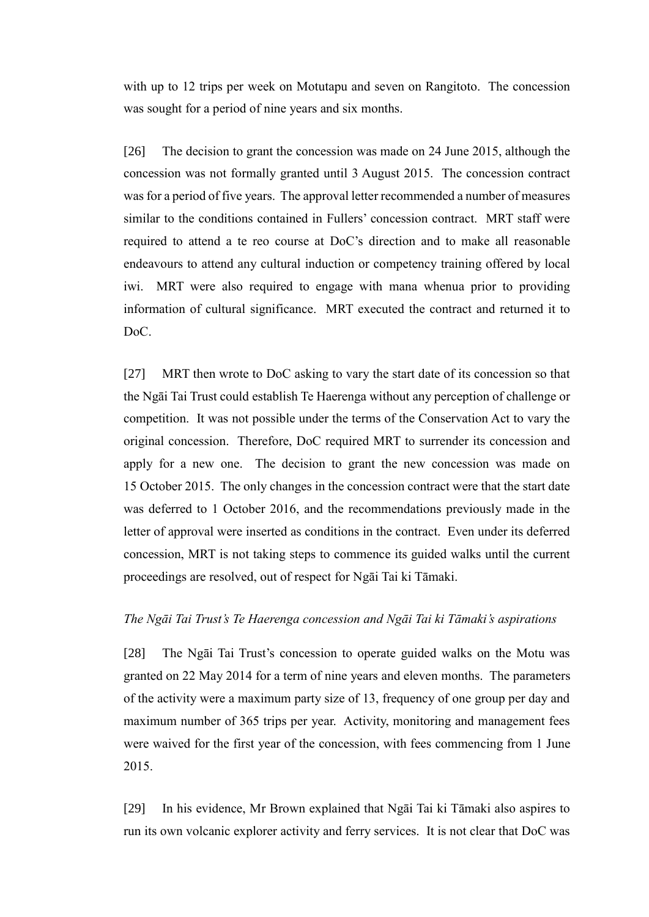with up to 12 trips per week on Motutapu and seven on Rangitoto. The concession was sought for a period of nine years and six months.

[26] The decision to grant the concession was made on 24 June 2015, although the concession was not formally granted until 3 August 2015. The concession contract was for a period of five years. The approval letter recommended a number of measures similar to the conditions contained in Fullers' concession contract. MRT staff were required to attend a te reo course at DoC's direction and to make all reasonable endeavours to attend any cultural induction or competency training offered by local iwi. MRT were also required to engage with mana whenua prior to providing information of cultural significance. MRT executed the contract and returned it to DoC.

[27] MRT then wrote to DoC asking to vary the start date of its concession so that the Ngāi Tai Trust could establish Te Haerenga without any perception of challenge or competition. It was not possible under the terms of the Conservation Act to vary the original concession. Therefore, DoC required MRT to surrender its concession and apply for a new one. The decision to grant the new concession was made on 15 October 2015. The only changes in the concession contract were that the start date was deferred to 1 October 2016, and the recommendations previously made in the letter of approval were inserted as conditions in the contract. Even under its deferred concession, MRT is not taking steps to commence its guided walks until the current proceedings are resolved, out of respect for Ngāi Tai ki Tāmaki.

*The Ngāi Tai Trust's Te Haerenga concession and Ngāi Tai ki Tāmaki's aspirations*

[28] The Ngāi Tai Trust's concession to operate guided walks on the Motu was granted on 22 May 2014 for a term of nine years and eleven months. The parameters of the activity were a maximum party size of 13, frequency of one group per day and maximum number of 365 trips per year. Activity, monitoring and management fees were waived for the first year of the concession, with fees commencing from 1 June 2015.

[29] In his evidence, Mr Brown explained that Ngāi Tai ki Tāmaki also aspires to run its own volcanic explorer activity and ferry services. It is not clear that DoC was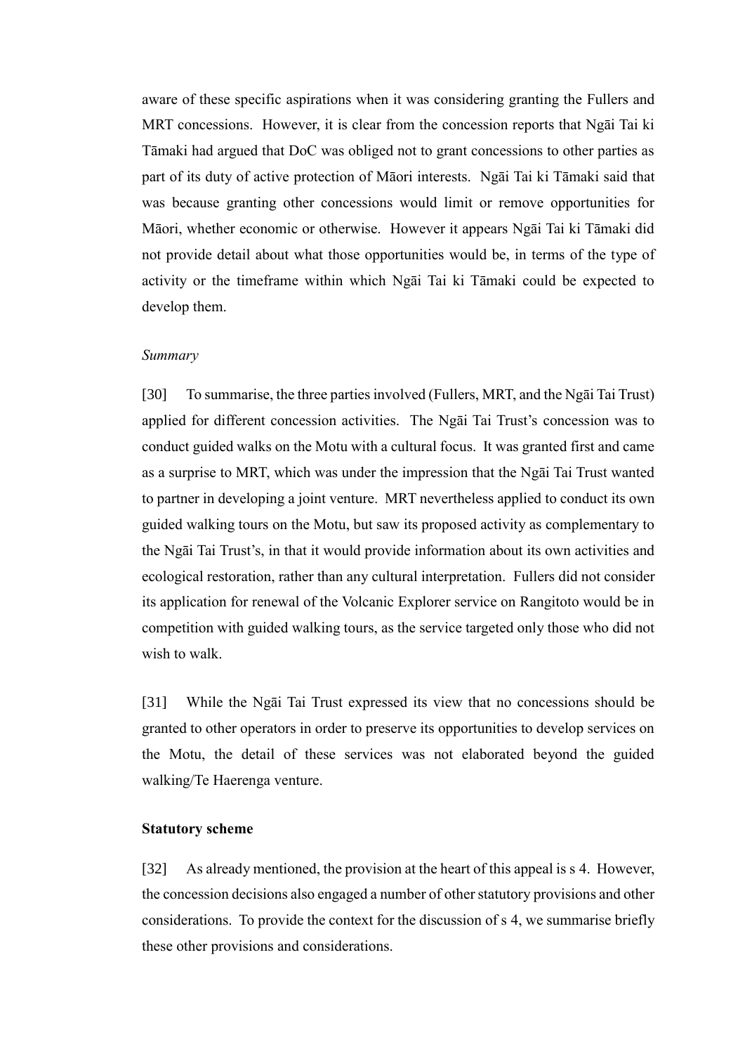aware of these specific aspirations when it was considering granting the Fullers and MRT concessions. However, it is clear from the concession reports that Ngāi Tai ki Tāmaki had argued that DoC was obliged not to grant concessions to other parties as part of its duty of active protection of Māori interests. Ngāi Tai ki Tāmaki said that was because granting other concessions would limit or remove opportunities for Māori, whether economic or otherwise. However it appears Ngāi Tai ki Tāmaki did not provide detail about what those opportunities would be, in terms of the type of activity or the timeframe within which Ngāi Tai ki Tāmaki could be expected to develop them.

*Summary*

[30] To summarise, the three parties involved (Fullers, MRT, and the Ngāi Tai Trust) applied for different concession activities. The Ngāi Tai Trust's concession was to conduct guided walks on the Motu with a cultural focus. It was granted first and came as a surprise to MRT, which was under the impression that the Ngāi Tai Trust wanted to partner in developing a joint venture. MRT nevertheless applied to conduct its own guided walking tours on the Motu, but saw its proposed activity as complementary to the Ngāi Tai Trust's, in that it would provide information about its own activities and ecological restoration, rather than any cultural interpretation. Fullers did not consider its application for renewal of the Volcanic Explorer service on Rangitoto would be in competition with guided walking tours, as the service targeted only those who did not wish to walk.

[31] While the Ngāi Tai Trust expressed its view that no concessions should be granted to other operators in order to preserve its opportunities to develop services on the Motu, the detail of these services was not elaborated beyond the guided walking/Te Haerenga venture.

**Statutory scheme**

[32] As already mentioned, the provision at the heart of this appeal is s 4. However, the concession decisions also engaged a number of other statutory provisions and other considerations. To provide the context for the discussion of s 4, we summarise briefly these other provisions and considerations.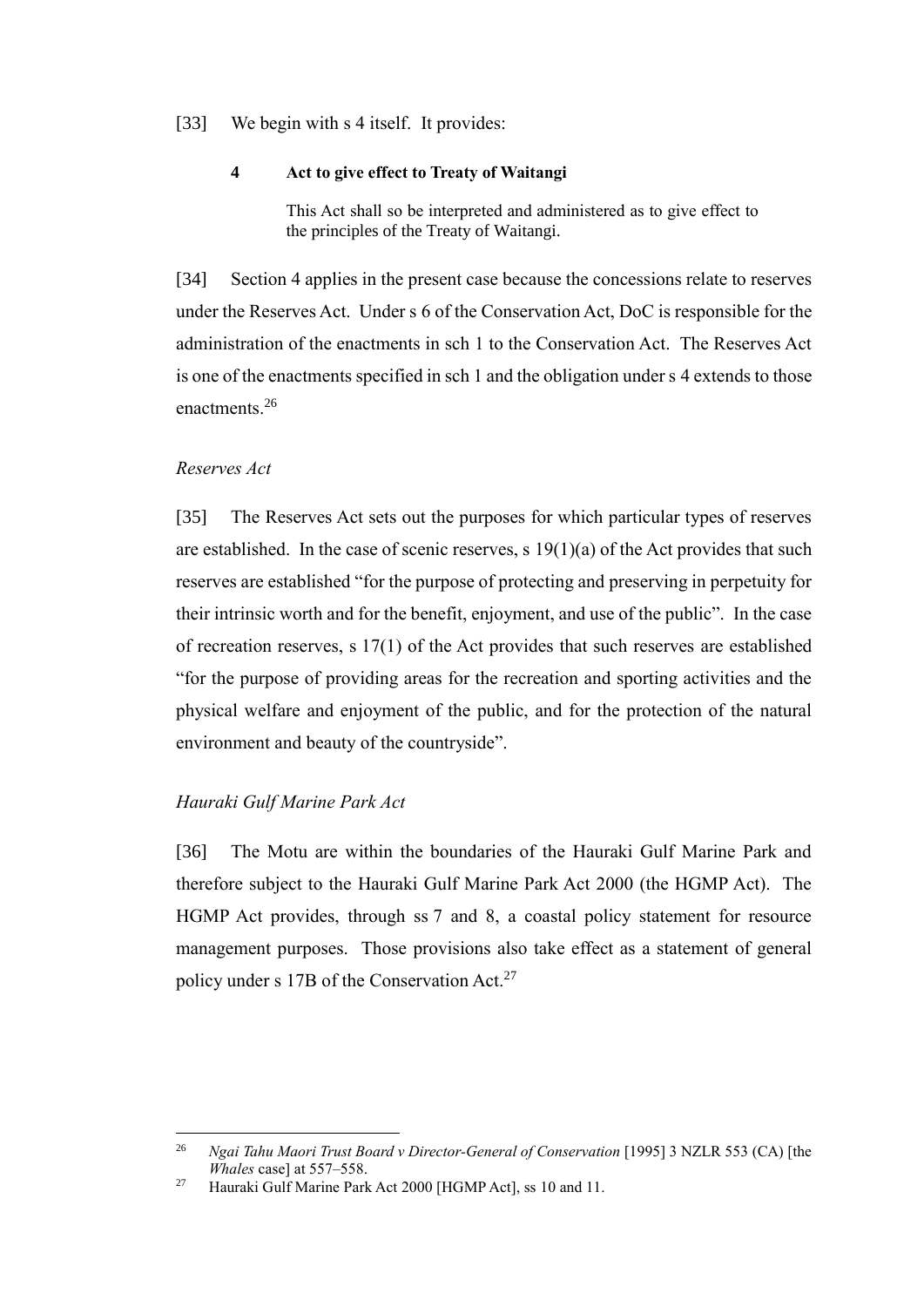[33] We begin with s 4 itself. It provides:

> **4 Act to give effect to Treaty of Waitangi**
>
> This Act shall so be interpreted and administered as to give effect to the principles of the Treaty of Waitangi.

[34] Section 4 applies in the present case because the concessions relate to reserves under the Reserves Act. Under s 6 of the Conservation Act, DoC is responsible for the administration of the enactments in sch 1 to the Conservation Act. The Reserves Act is one of the enactments specified in sch 1 and the obligation under s 4 extends to those enactments.[26]

*Reserves Act*

[35] The Reserves Act sets out the purposes for which particular types of reserves are established. In the case of scenic reserves, s 19(1)(a) of the Act provides that such reserves are established "for the purpose of protecting and preserving in perpetuity for their intrinsic worth and for the benefit, enjoyment, and use of the public". In the case of recreation reserves, s 17(1) of the Act provides that such reserves are established "for the purpose of providing areas for the recreation and sporting activities and the physical welfare and enjoyment of the public, and for the protection of the natural environment and beauty of the countryside".

*Hauraki Gulf Marine Park Act*

[36] The Motu are within the boundaries of the Hauraki Gulf Marine Park and therefore subject to the Hauraki Gulf Marine Park Act 2000 (the HGMP Act). The HGMP Act provides, through ss 7 and 8, a coastal policy statement for resource management purposes. Those provisions also take effect as a statement of general policy under s 17B of the Conservation Act.[27]

---

[26] *Ngai Tahu Maori Trust Board v Director-General of Conservation* [1995] 3 NZLR 553 (CA) [the *Whales* case] at 557–558.

[27] Hauraki Gulf Marine Park Act 2000 [HGMP Act], ss 10 and 11.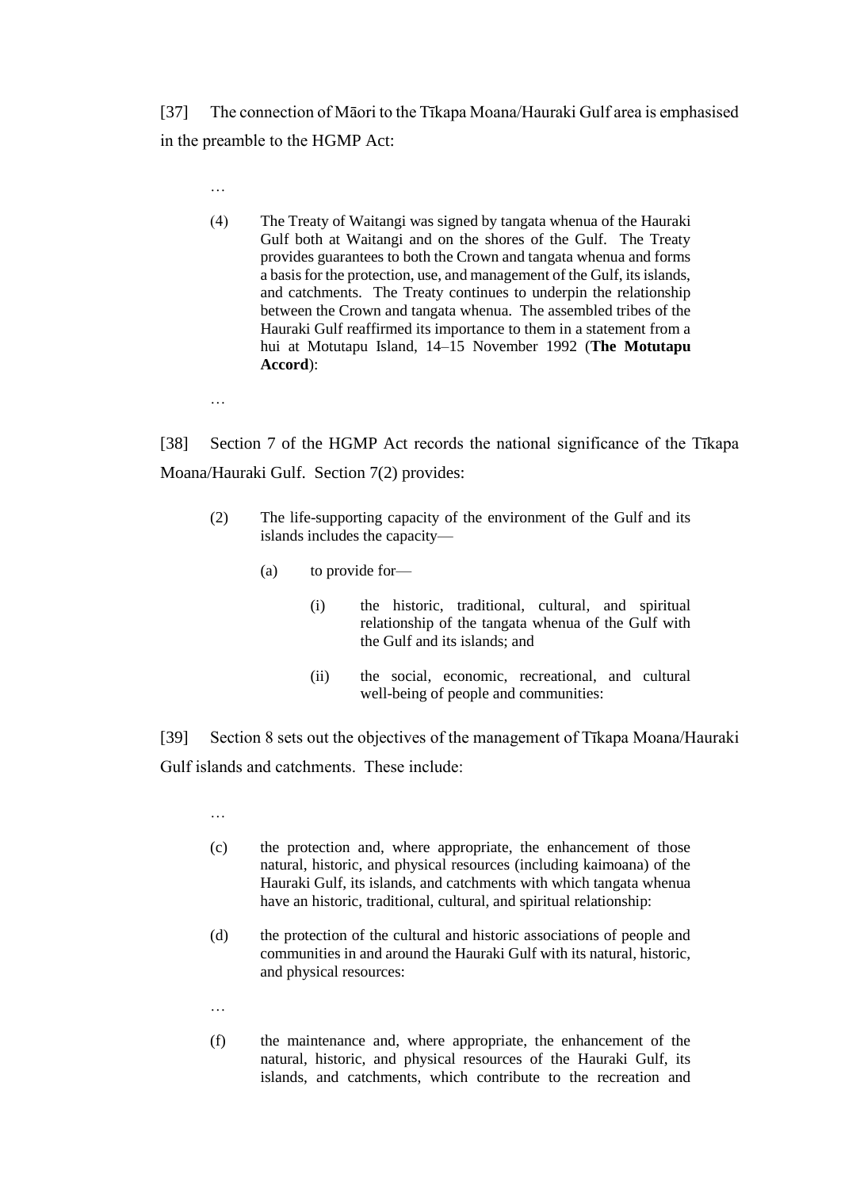[37] The connection of Māori to the Tīkapa Moana/Hauraki Gulf area is emphasised in the preamble to the HGMP Act:

> …
>
> (4) The Treaty of Waitangi was signed by tangata whenua of the Hauraki Gulf both at Waitangi and on the shores of the Gulf. The Treaty provides guarantees to both the Crown and tangata whenua and forms a basis for the protection, use, and management of the Gulf, its islands, and catchments. The Treaty continues to underpin the relationship between the Crown and tangata whenua. The assembled tribes of the Hauraki Gulf reaffirmed its importance to them in a statement from a hui at Motutapu Island, 14–15 November 1992 (**The Motutapu Accord**):
>
> …

[38] Section 7 of the HGMP Act records the national significance of the Tīkapa Moana/Hauraki Gulf. Section 7(2) provides:

> (2) The life-supporting capacity of the environment of the Gulf and its islands includes the capacity—
>
> (a) to provide for—
>
> (i) the historic, traditional, cultural, and spiritual relationship of the tangata whenua of the Gulf with the Gulf and its islands; and
>
> (ii) the social, economic, recreational, and cultural well-being of people and communities:

[39] Section 8 sets out the objectives of the management of Tīkapa Moana/Hauraki Gulf islands and catchments. These include:

> …
>
> (c) the protection and, where appropriate, the enhancement of those natural, historic, and physical resources (including kaimoana) of the Hauraki Gulf, its islands, and catchments with which tangata whenua have an historic, traditional, cultural, and spiritual relationship:
>
> (d) the protection of the cultural and historic associations of people and communities in and around the Hauraki Gulf with its natural, historic, and physical resources:
>
> …
>
> (f) the maintenance and, where appropriate, the enhancement of the natural, historic, and physical resources of the Hauraki Gulf, its islands, and catchments, which contribute to the recreation and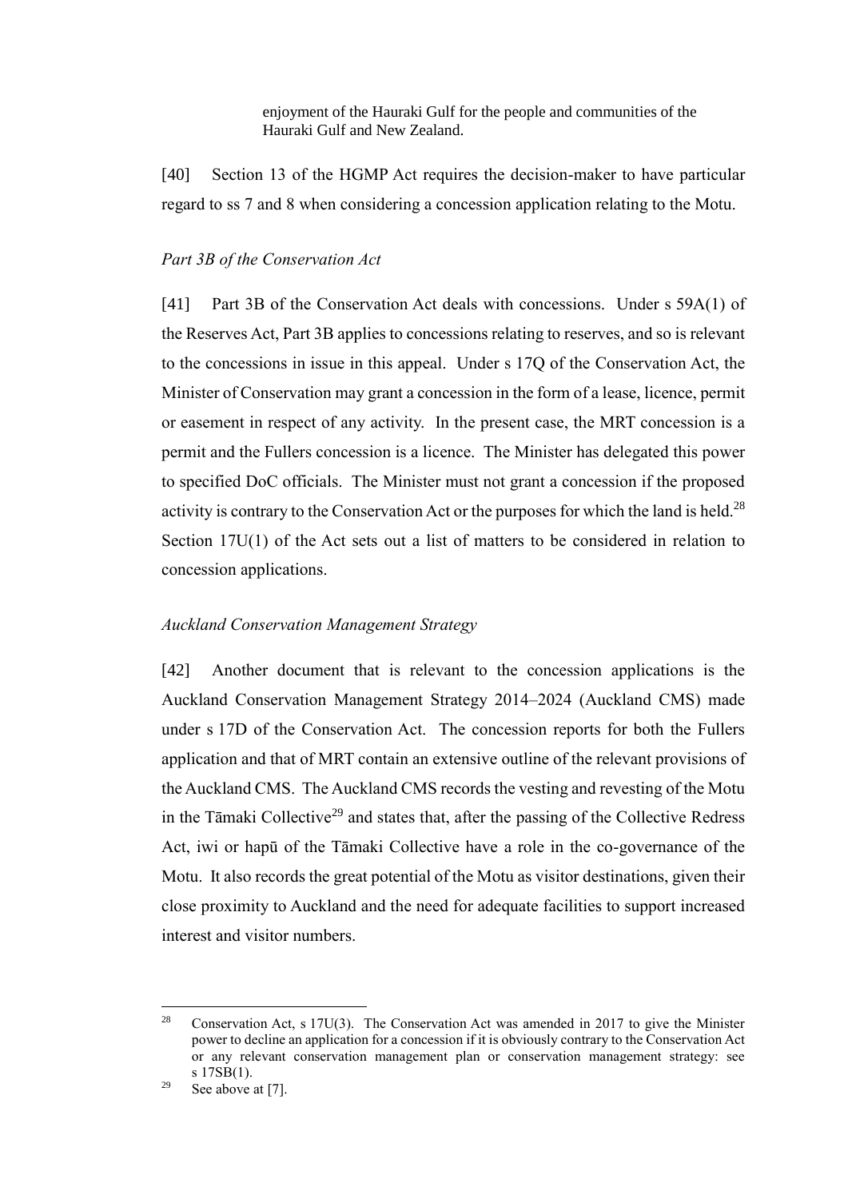> enjoyment of the Hauraki Gulf for the people and communities of the Hauraki Gulf and New Zealand.

[40] Section 13 of the HGMP Act requires the decision-maker to have particular regard to ss 7 and 8 when considering a concession application relating to the Motu.

*Part 3B of the Conservation Act*

[41] Part 3B of the Conservation Act deals with concessions. Under s 59A(1) of the Reserves Act, Part 3B applies to concessions relating to reserves, and so is relevant to the concessions in issue in this appeal. Under s 17Q of the Conservation Act, the Minister of Conservation may grant a concession in the form of a lease, licence, permit or easement in respect of any activity. In the present case, the MRT concession is a permit and the Fullers concession is a licence. The Minister has delegated this power to specified DoC officials. The Minister must not grant a concession if the proposed activity is contrary to the Conservation Act or the purposes for which the land is held.[28] Section 17U(1) of the Act sets out a list of matters to be considered in relation to concession applications.

*Auckland Conservation Management Strategy*

[42] Another document that is relevant to the concession applications is the Auckland Conservation Management Strategy 2014–2024 (Auckland CMS) made under s 17D of the Conservation Act. The concession reports for both the Fullers application and that of MRT contain an extensive outline of the relevant provisions of the Auckland CMS. The Auckland CMS records the vesting and revesting of the Motu in the Tāmaki Collective[29] and states that, after the passing of the Collective Redress Act, iwi or hapū of the Tāmaki Collective have a role in the co-governance of the Motu. It also records the great potential of the Motu as visitor destinations, given their close proximity to Auckland and the need for adequate facilities to support increased interest and visitor numbers.

---

[28] Conservation Act, s 17U(3). The Conservation Act was amended in 2017 to give the Minister power to decline an application for a concession if it is obviously contrary to the Conservation Act or any relevant conservation management plan or conservation management strategy: see s 17SB(1).

[29] See above at [7].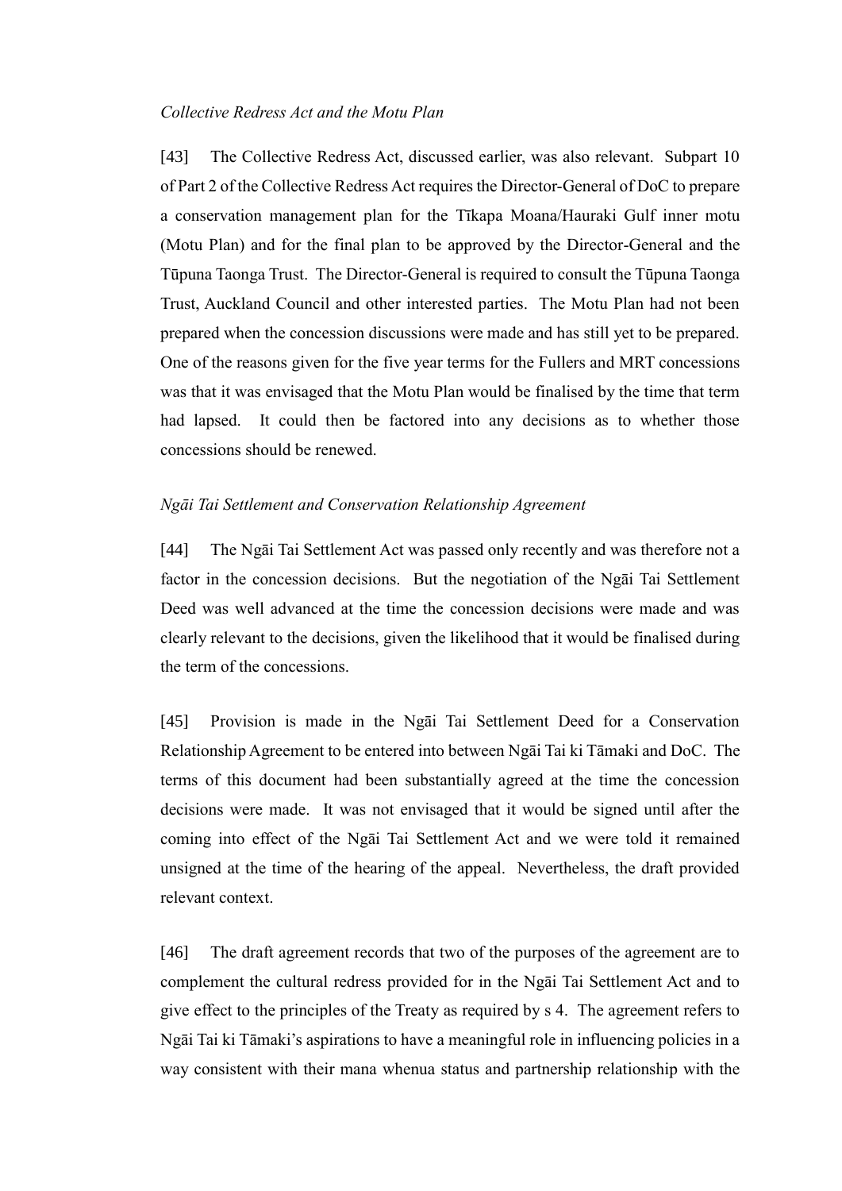*Collective Redress Act and the Motu Plan*

[43] The Collective Redress Act, discussed earlier, was also relevant. Subpart 10 of Part 2 of the Collective Redress Act requires the Director-General of DoC to prepare a conservation management plan for the Tīkapa Moana/Hauraki Gulf inner motu (Motu Plan) and for the final plan to be approved by the Director-General and the Tūpuna Taonga Trust. The Director-General is required to consult the Tūpuna Taonga Trust, Auckland Council and other interested parties. The Motu Plan had not been prepared when the concession discussions were made and has still yet to be prepared. One of the reasons given for the five year terms for the Fullers and MRT concessions was that it was envisaged that the Motu Plan would be finalised by the time that term had lapsed. It could then be factored into any decisions as to whether those concessions should be renewed.

*Ngāi Tai Settlement and Conservation Relationship Agreement*

[44] The Ngāi Tai Settlement Act was passed only recently and was therefore not a factor in the concession decisions. But the negotiation of the Ngāi Tai Settlement Deed was well advanced at the time the concession decisions were made and was clearly relevant to the decisions, given the likelihood that it would be finalised during the term of the concessions.

[45] Provision is made in the Ngāi Tai Settlement Deed for a Conservation Relationship Agreement to be entered into between Ngāi Tai ki Tāmaki and DoC. The terms of this document had been substantially agreed at the time the concession decisions were made. It was not envisaged that it would be signed until after the coming into effect of the Ngāi Tai Settlement Act and we were told it remained unsigned at the time of the hearing of the appeal. Nevertheless, the draft provided relevant context.

[46] The draft agreement records that two of the purposes of the agreement are to complement the cultural redress provided for in the Ngāi Tai Settlement Act and to give effect to the principles of the Treaty as required by s 4. The agreement refers to Ngāi Tai ki Tāmaki's aspirations to have a meaningful role in influencing policies in a way consistent with their mana whenua status and partnership relationship with the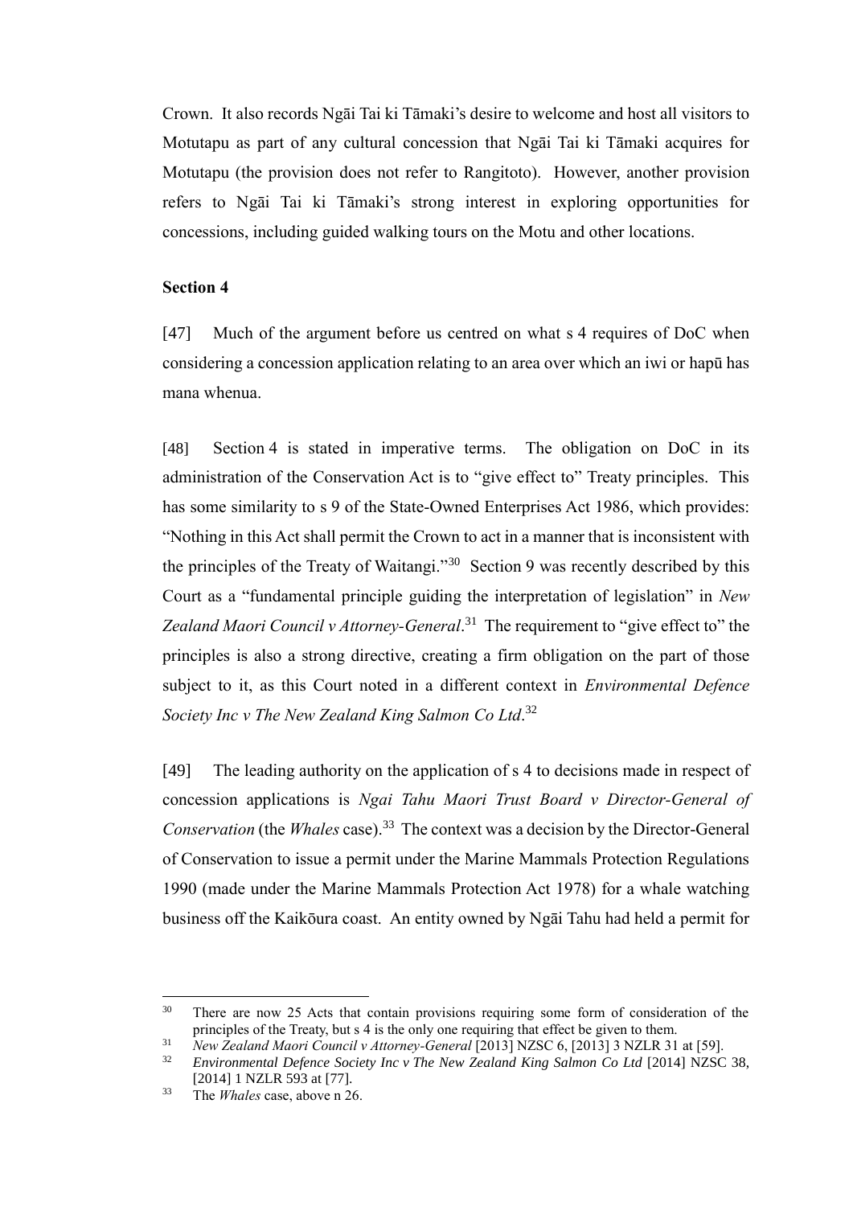Crown. It also records Ngāi Tai ki Tāmaki's desire to welcome and host all visitors to Motutapu as part of any cultural concession that Ngāi Tai ki Tāmaki acquires for Motutapu (the provision does not refer to Rangitoto). However, another provision refers to Ngāi Tai ki Tāmaki's strong interest in exploring opportunities for concessions, including guided walking tours on the Motu and other locations.

**Section 4**

[47] Much of the argument before us centred on what s 4 requires of DoC when considering a concession application relating to an area over which an iwi or hapū has mana whenua.

[48] Section 4 is stated in imperative terms. The obligation on DoC in its administration of the Conservation Act is to "give effect to" Treaty principles. This has some similarity to s 9 of the State-Owned Enterprises Act 1986, which provides: "Nothing in this Act shall permit the Crown to act in a manner that is inconsistent with the principles of the Treaty of Waitangi."[30] Section 9 was recently described by this Court as a "fundamental principle guiding the interpretation of legislation" in *New Zealand Maori Council v Attorney-General*.[31] The requirement to "give effect to" the principles is also a strong directive, creating a firm obligation on the part of those subject to it, as this Court noted in a different context in *Environmental Defence Society Inc v The New Zealand King Salmon Co Ltd*.[32]

[49] The leading authority on the application of s 4 to decisions made in respect of concession applications is *Ngai Tahu Maori Trust Board v Director-General of Conservation* (the *Whales* case).[33] The context was a decision by the Director-General of Conservation to issue a permit under the Marine Mammals Protection Regulations 1990 (made under the Marine Mammals Protection Act 1978) for a whale watching business off the Kaikōura coast. An entity owned by Ngāi Tahu had held a permit for

---

[30] There are now 25 Acts that contain provisions requiring some form of consideration of the principles of the Treaty, but s 4 is the only one requiring that effect be given to them.

[31] *New Zealand Maori Council v Attorney-General* [2013] NZSC 6, [2013] 3 NZLR 31 at [59].

[32] *Environmental Defence Society Inc v The New Zealand King Salmon Co Ltd* [2014] NZSC 38, [2014] 1 NZLR 593 at [77].

[33] The *Whales* case, above n 26.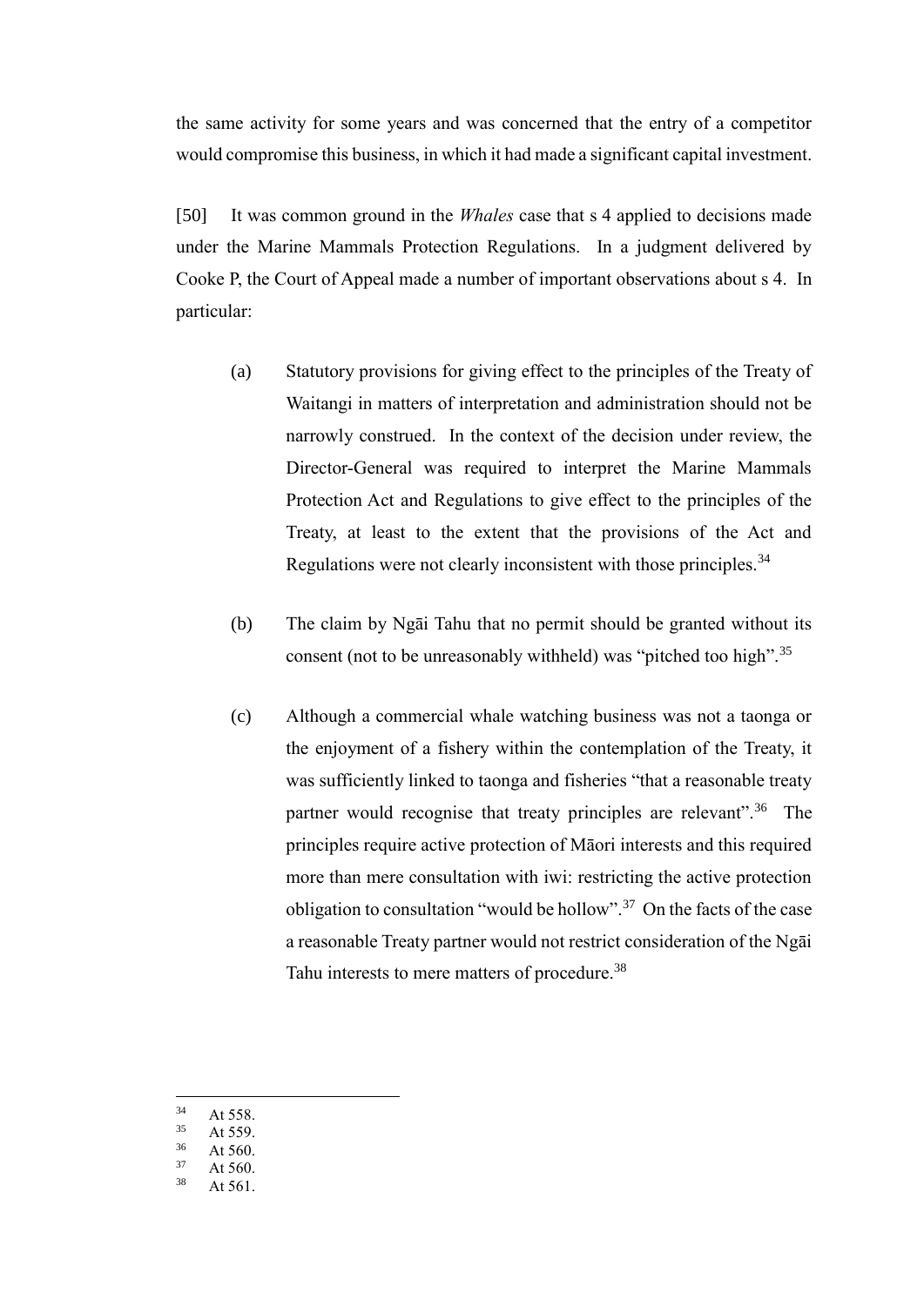the same activity for some years and was concerned that the entry of a competitor would compromise this business, in which it had made a significant capital investment.

[50] It was common ground in the *Whales* case that s 4 applied to decisions made under the Marine Mammals Protection Regulations. In a judgment delivered by Cooke P, the Court of Appeal made a number of important observations about s 4. In particular:

(a) Statutory provisions for giving effect to the principles of the Treaty of Waitangi in matters of interpretation and administration should not be narrowly construed. In the context of the decision under review, the Director-General was required to interpret the Marine Mammals Protection Act and Regulations to give effect to the principles of the Treaty, at least to the extent that the provisions of the Act and Regulations were not clearly inconsistent with those principles.[34]

(b) The claim by Ngāi Tahu that no permit should be granted without its consent (not to be unreasonably withheld) was "pitched too high".[35]

(c) Although a commercial whale watching business was not a taonga or the enjoyment of a fishery within the contemplation of the Treaty, it was sufficiently linked to taonga and fisheries "that a reasonable treaty partner would recognise that treaty principles are relevant".[36] The principles require active protection of Māori interests and this required more than mere consultation with iwi: restricting the active protection obligation to consultation "would be hollow".[37] On the facts of the case a reasonable Treaty partner would not restrict consideration of the Ngāi Tahu interests to mere matters of procedure.[38]

---

[34] At 558.
[35] At 559.
[36] At 560.
[37] At 560.
[38] At 561.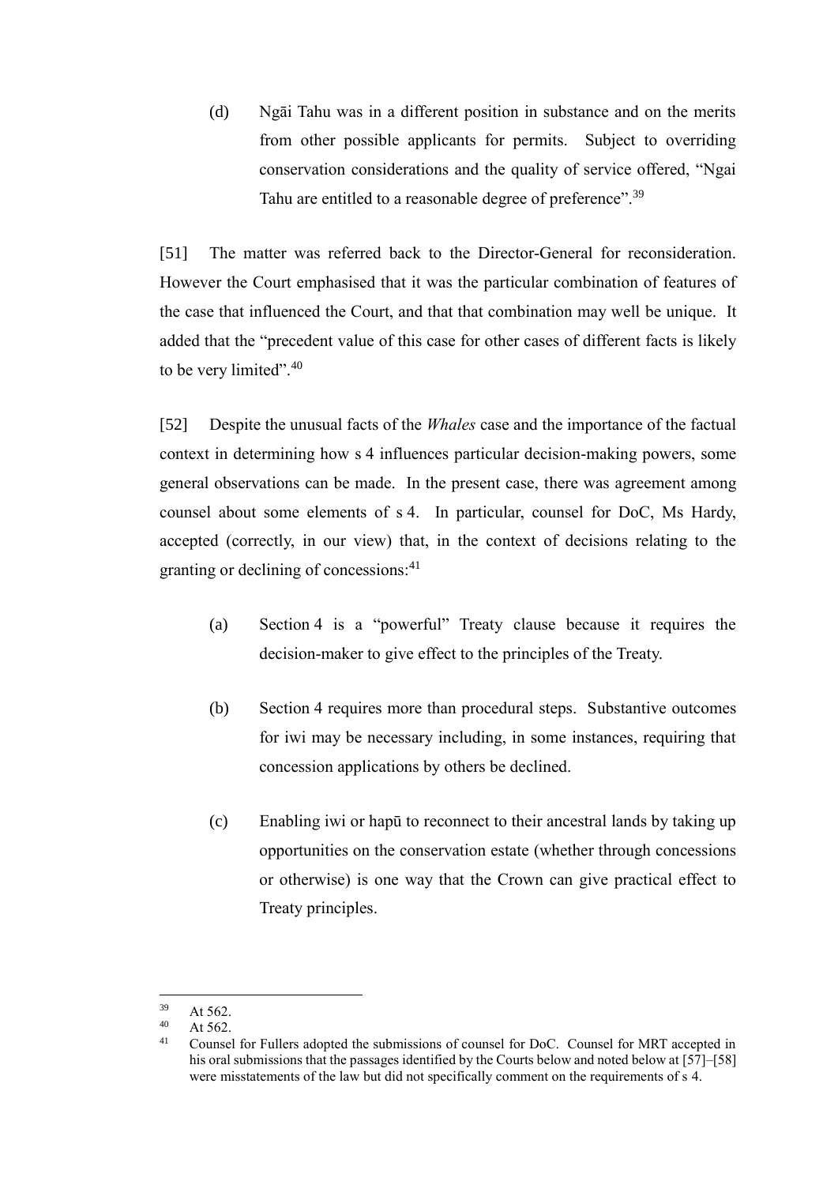(d) Ngāi Tahu was in a different position in substance and on the merits from other possible applicants for permits. Subject to overriding conservation considerations and the quality of service offered, "Ngai Tahu are entitled to a reasonable degree of preference".[39]

[51] The matter was referred back to the Director-General for reconsideration. However the Court emphasised that it was the particular combination of features of the case that influenced the Court, and that that combination may well be unique. It added that the "precedent value of this case for other cases of different facts is likely to be very limited".[40]

[52] Despite the unusual facts of the *Whales* case and the importance of the factual context in determining how s 4 influences particular decision-making powers, some general observations can be made. In the present case, there was agreement among counsel about some elements of s 4. In particular, counsel for DoC, Ms Hardy, accepted (correctly, in our view) that, in the context of decisions relating to the granting or declining of concessions:[41]

(a) Section 4 is a "powerful" Treaty clause because it requires the decision-maker to give effect to the principles of the Treaty.

(b) Section 4 requires more than procedural steps. Substantive outcomes for iwi may be necessary including, in some instances, requiring that concession applications by others be declined.

(c) Enabling iwi or hapū to reconnect to their ancestral lands by taking up opportunities on the conservation estate (whether through concessions or otherwise) is one way that the Crown can give practical effect to Treaty principles.

---

[39] At 562.

[40] At 562.

[41] Counsel for Fullers adopted the submissions of counsel for DoC. Counsel for MRT accepted in his oral submissions that the passages identified by the Courts below and noted below at [57]–[58] were misstatements of the law but did not specifically comment on the requirements of s 4.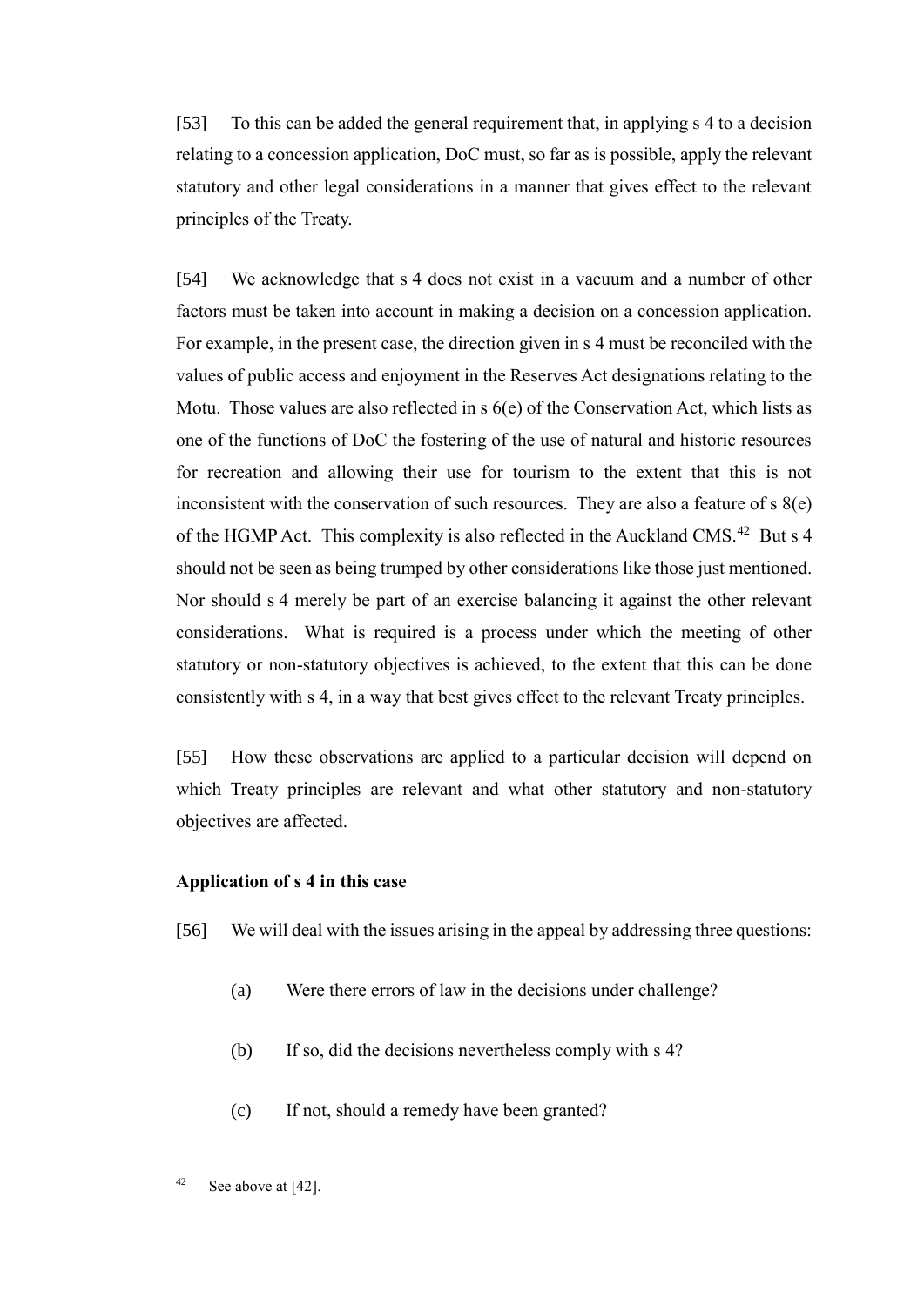[53] To this can be added the general requirement that, in applying s 4 to a decision relating to a concession application, DoC must, so far as is possible, apply the relevant statutory and other legal considerations in a manner that gives effect to the relevant principles of the Treaty.

[54] We acknowledge that s 4 does not exist in a vacuum and a number of other factors must be taken into account in making a decision on a concession application. For example, in the present case, the direction given in s 4 must be reconciled with the values of public access and enjoyment in the Reserves Act designations relating to the Motu. Those values are also reflected in s 6(e) of the Conservation Act, which lists as one of the functions of DoC the fostering of the use of natural and historic resources for recreation and allowing their use for tourism to the extent that this is not inconsistent with the conservation of such resources. They are also a feature of s 8(e) of the HGMP Act. This complexity is also reflected in the Auckland CMS.[42] But s 4 should not be seen as being trumped by other considerations like those just mentioned. Nor should s 4 merely be part of an exercise balancing it against the other relevant considerations. What is required is a process under which the meeting of other statutory or non-statutory objectives is achieved, to the extent that this can be done consistently with s 4, in a way that best gives effect to the relevant Treaty principles.

[55] How these observations are applied to a particular decision will depend on which Treaty principles are relevant and what other statutory and non-statutory objectives are affected.

### Application of s 4 in this case

[56] We will deal with the issues arising in the appeal by addressing three questions:

(a) Were there errors of law in the decisions under challenge?

(b) If so, did the decisions nevertheless comply with s 4?

(c) If not, should a remedy have been granted?

---

[42] See above at [42].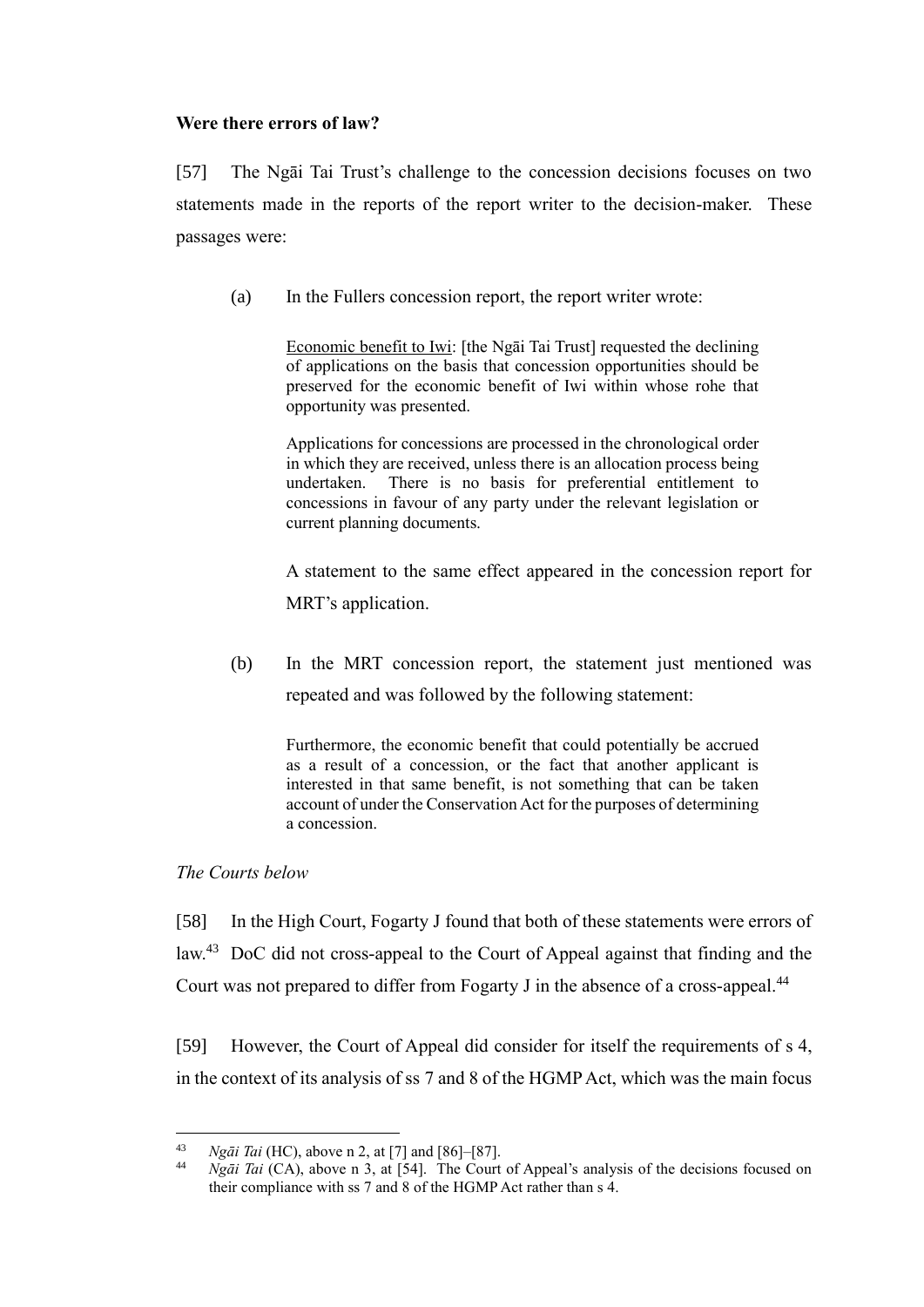**Were there errors of law?**

[57] The Ngāi Tai Trust's challenge to the concession decisions focuses on two statements made in the reports of the report writer to the decision-maker. These passages were:

(a) In the Fullers concession report, the report writer wrote:

> Economic benefit to Iwi: [the Ngāi Tai Trust] requested the declining of applications on the basis that concession opportunities should be preserved for the economic benefit of Iwi within whose rohe that opportunity was presented.
>
> Applications for concessions are processed in the chronological order in which they are received, unless there is an allocation process being undertaken. There is no basis for preferential entitlement to concessions in favour of any party under the relevant legislation or current planning documents.

A statement to the same effect appeared in the concession report for MRT's application.

(b) In the MRT concession report, the statement just mentioned was repeated and was followed by the following statement:

> Furthermore, the economic benefit that could potentially be accrued as a result of a concession, or the fact that another applicant is interested in that same benefit, is not something that can be taken account of under the Conservation Act for the purposes of determining a concession.

*The Courts below*

[58] In the High Court, Fogarty J found that both of these statements were errors of law.[43] DoC did not cross-appeal to the Court of Appeal against that finding and the Court was not prepared to differ from Fogarty J in the absence of a cross-appeal.[44]

[59] However, the Court of Appeal did consider for itself the requirements of s 4, in the context of its analysis of ss 7 and 8 of the HGMP Act, which was the main focus

---

[43] *Ngāi Tai* (HC), above n 2, at [7] and [86]–[87].

[44] *Ngāi Tai* (CA), above n 3, at [54]. The Court of Appeal's analysis of the decisions focused on their compliance with ss 7 and 8 of the HGMP Act rather than s 4.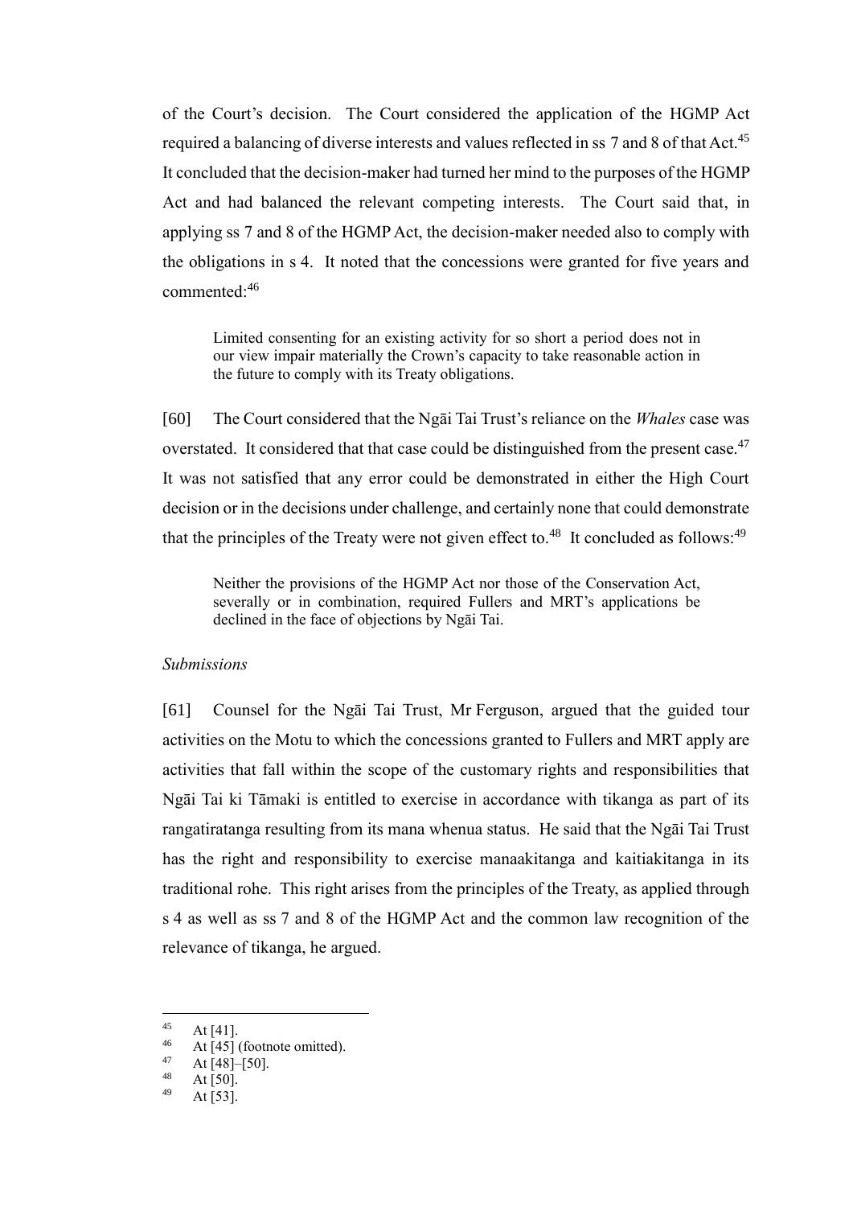of the Court's decision. The Court considered the application of the HGMP Act required a balancing of diverse interests and values reflected in ss 7 and 8 of that Act.[45] It concluded that the decision-maker had turned her mind to the purposes of the HGMP Act and had balanced the relevant competing interests. The Court said that, in applying ss 7 and 8 of the HGMP Act, the decision-maker needed also to comply with the obligations in s 4. It noted that the concessions were granted for five years and commented:[46]

> Limited consenting for an existing activity for so short a period does not in our view impair materially the Crown's capacity to take reasonable action in the future to comply with its Treaty obligations.

[60] The Court considered that the Ngāi Tai Trust's reliance on the *Whales* case was overstated. It considered that that case could be distinguished from the present case.[47] It was not satisfied that any error could be demonstrated in either the High Court decision or in the decisions under challenge, and certainly none that could demonstrate that the principles of the Treaty were not given effect to.[48] It concluded as follows:[49]

> Neither the provisions of the HGMP Act nor those of the Conservation Act, severally or in combination, required Fullers and MRT's applications be declined in the face of objections by Ngāi Tai.

*Submissions*

[61] Counsel for the Ngāi Tai Trust, Mr Ferguson, argued that the guided tour activities on the Motu to which the concessions granted to Fullers and MRT apply are activities that fall within the scope of the customary rights and responsibilities that Ngāi Tai ki Tāmaki is entitled to exercise in accordance with tikanga as part of its rangatiratanga resulting from its mana whenua status. He said that the Ngāi Tai Trust has the right and responsibility to exercise manaakitanga and kaitiakitanga in its traditional rohe. This right arises from the principles of the Treaty, as applied through s 4 as well as ss 7 and 8 of the HGMP Act and the common law recognition of the relevance of tikanga, he argued.

---

[45] At [41].
[46] At [45] (footnote omitted).
[47] At [48]–[50].
[48] At [50].
[49] At [53].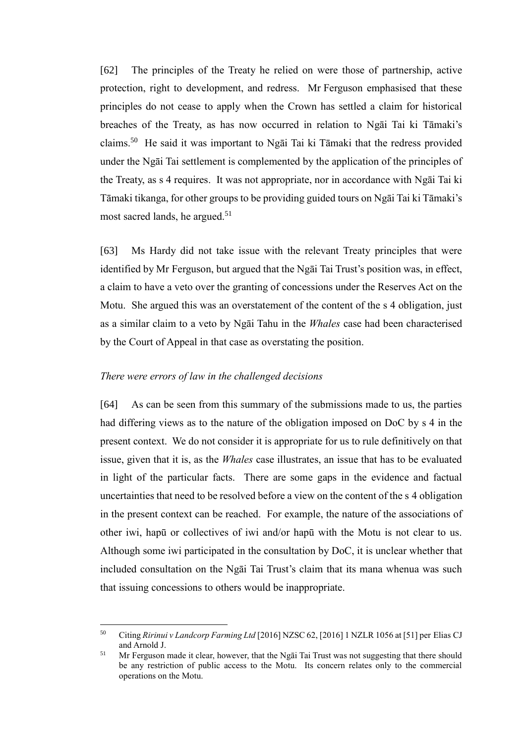[62] The principles of the Treaty he relied on were those of partnership, active protection, right to development, and redress. Mr Ferguson emphasised that these principles do not cease to apply when the Crown has settled a claim for historical breaches of the Treaty, as has now occurred in relation to Ngāi Tai ki Tāmaki's claims.[50] He said it was important to Ngāi Tai ki Tāmaki that the redress provided under the Ngāi Tai settlement is complemented by the application of the principles of the Treaty, as s 4 requires. It was not appropriate, nor in accordance with Ngāi Tai ki Tāmaki tikanga, for other groups to be providing guided tours on Ngāi Tai ki Tāmaki's most sacred lands, he argued.[51]

[63] Ms Hardy did not take issue with the relevant Treaty principles that were identified by Mr Ferguson, but argued that the Ngāi Tai Trust's position was, in effect, a claim to have a veto over the granting of concessions under the Reserves Act on the Motu. She argued this was an overstatement of the content of the s 4 obligation, just as a similar claim to a veto by Ngāi Tahu in the *Whales* case had been characterised by the Court of Appeal in that case as overstating the position.

*There were errors of law in the challenged decisions*

[64] As can be seen from this summary of the submissions made to us, the parties had differing views as to the nature of the obligation imposed on DoC by s 4 in the present context. We do not consider it is appropriate for us to rule definitively on that issue, given that it is, as the *Whales* case illustrates, an issue that has to be evaluated in light of the particular facts. There are some gaps in the evidence and factual uncertainties that need to be resolved before a view on the content of the s 4 obligation in the present context can be reached. For example, the nature of the associations of other iwi, hapū or collectives of iwi and/or hapū with the Motu is not clear to us. Although some iwi participated in the consultation by DoC, it is unclear whether that included consultation on the Ngāi Tai Trust's claim that its mana whenua was such that issuing concessions to others would be inappropriate.

---

[50] Citing *Ririnui v Landcorp Farming Ltd* [2016] NZSC 62, [2016] 1 NZLR 1056 at [51] per Elias CJ and Arnold J.

[51] Mr Ferguson made it clear, however, that the Ngāi Tai Trust was not suggesting that there should be any restriction of public access to the Motu. Its concern relates only to the commercial operations on the Motu.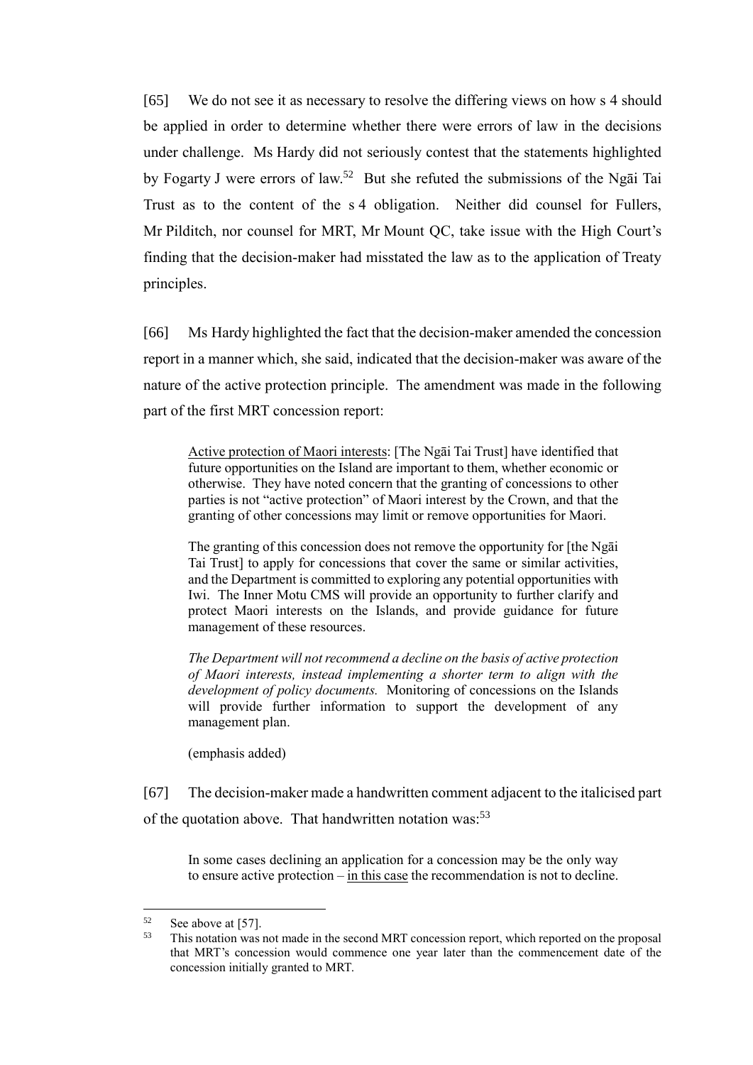[65] We do not see it as necessary to resolve the differing views on how s 4 should be applied in order to determine whether there were errors of law in the decisions under challenge. Ms Hardy did not seriously contest that the statements highlighted by Fogarty J were errors of law.[52] But she refuted the submissions of the Ngāi Tai Trust as to the content of the s 4 obligation. Neither did counsel for Fullers, Mr Pilditch, nor counsel for MRT, Mr Mount QC, take issue with the High Court's finding that the decision-maker had misstated the law as to the application of Treaty principles.

[66] Ms Hardy highlighted the fact that the decision-maker amended the concession report in a manner which, she said, indicated that the decision-maker was aware of the nature of the active protection principle. The amendment was made in the following part of the first MRT concession report:

> <u>Active protection of Maori interests</u>: [The Ngāi Tai Trust] have identified that future opportunities on the Island are important to them, whether economic or otherwise. They have noted concern that the granting of concessions to other parties is not "active protection" of Maori interest by the Crown, and that the granting of other concessions may limit or remove opportunities for Maori.
>
> The granting of this concession does not remove the opportunity for [the Ngāi Tai Trust] to apply for concessions that cover the same or similar activities, and the Department is committed to exploring any potential opportunities with Iwi. The Inner Motu CMS will provide an opportunity to further clarify and protect Maori interests on the Islands, and provide guidance for future management of these resources.
>
> *The Department will not recommend a decline on the basis of active protection of Maori interests, instead implementing a shorter term to align with the development of policy documents.* Monitoring of concessions on the Islands will provide further information to support the development of any management plan.
>
> (emphasis added)

[67] The decision-maker made a handwritten comment adjacent to the italicised part of the quotation above. That handwritten notation was:[53]

> In some cases declining an application for a concession may be the only way to ensure active protection – <u>in this case</u> the recommendation is not to decline.

---

[52] See above at [57].

[53] This notation was not made in the second MRT concession report, which reported on the proposal that MRT's concession would commence one year later than the commencement date of the concession initially granted to MRT.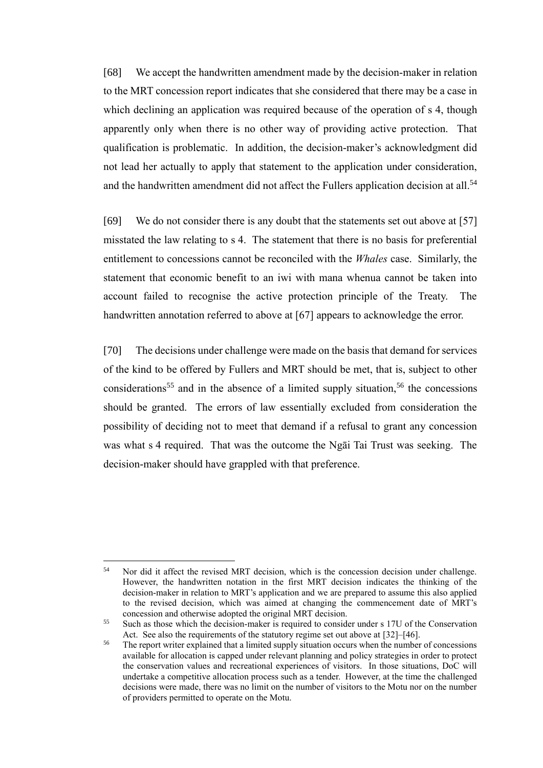[68] We accept the handwritten amendment made by the decision-maker in relation to the MRT concession report indicates that she considered that there may be a case in which declining an application was required because of the operation of s 4, though apparently only when there is no other way of providing active protection. That qualification is problematic. In addition, the decision-maker's acknowledgment did not lead her actually to apply that statement to the application under consideration, and the handwritten amendment did not affect the Fullers application decision at all.[54]

[69] We do not consider there is any doubt that the statements set out above at [57] misstated the law relating to s 4. The statement that there is no basis for preferential entitlement to concessions cannot be reconciled with the *Whales* case. Similarly, the statement that economic benefit to an iwi with mana whenua cannot be taken into account failed to recognise the active protection principle of the Treaty. The handwritten annotation referred to above at [67] appears to acknowledge the error.

[70] The decisions under challenge were made on the basis that demand for services of the kind to be offered by Fullers and MRT should be met, that is, subject to other considerations[55] and in the absence of a limited supply situation,[56] the concessions should be granted. The errors of law essentially excluded from consideration the possibility of deciding not to meet that demand if a refusal to grant any concession was what s 4 required. That was the outcome the Ngāi Tai Trust was seeking. The decision-maker should have grappled with that preference.

---

[54] Nor did it affect the revised MRT decision, which is the concession decision under challenge. However, the handwritten notation in the first MRT decision indicates the thinking of the decision-maker in relation to MRT's application and we are prepared to assume this also applied to the revised decision, which was aimed at changing the commencement date of MRT's concession and otherwise adopted the original MRT decision.

[55] Such as those which the decision-maker is required to consider under s 17U of the Conservation Act. See also the requirements of the statutory regime set out above at [32]–[46].

[56] The report writer explained that a limited supply situation occurs when the number of concessions available for allocation is capped under relevant planning and policy strategies in order to protect the conservation values and recreational experiences of visitors. In those situations, DoC will undertake a competitive allocation process such as a tender. However, at the time the challenged decisions were made, there was no limit on the number of visitors to the Motu nor on the number of providers permitted to operate on the Motu.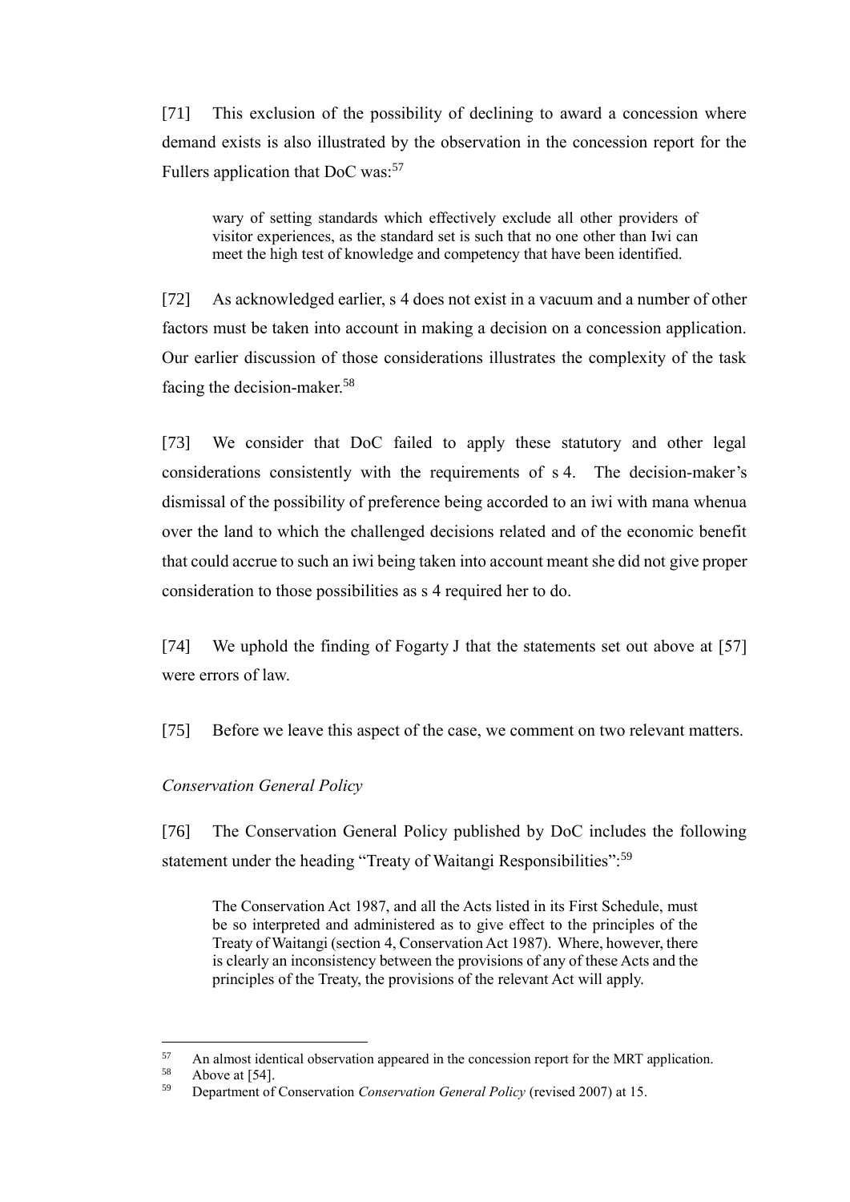[71] This exclusion of the possibility of declining to award a concession where demand exists is also illustrated by the observation in the concession report for the Fullers application that DoC was:[57]

> wary of setting standards which effectively exclude all other providers of visitor experiences, as the standard set is such that no one other than Iwi can meet the high test of knowledge and competency that have been identified.

[72] As acknowledged earlier, s 4 does not exist in a vacuum and a number of other factors must be taken into account in making a decision on a concession application. Our earlier discussion of those considerations illustrates the complexity of the task facing the decision-maker.[58]

[73] We consider that DoC failed to apply these statutory and other legal considerations consistently with the requirements of s 4. The decision-maker's dismissal of the possibility of preference being accorded to an iwi with mana whenua over the land to which the challenged decisions related and of the economic benefit that could accrue to such an iwi being taken into account meant she did not give proper consideration to those possibilities as s 4 required her to do.

[74] We uphold the finding of Fogarty J that the statements set out above at [57] were errors of law.

[75] Before we leave this aspect of the case, we comment on two relevant matters.

*Conservation General Policy*

[76] The Conservation General Policy published by DoC includes the following statement under the heading "Treaty of Waitangi Responsibilities":[59]

> The Conservation Act 1987, and all the Acts listed in its First Schedule, must be so interpreted and administered as to give effect to the principles of the Treaty of Waitangi (section 4, Conservation Act 1987). Where, however, there is clearly an inconsistency between the provisions of any of these Acts and the principles of the Treaty, the provisions of the relevant Act will apply.

---

[57] An almost identical observation appeared in the concession report for the MRT application.

[58] Above at [54].

[59] Department of Conservation *Conservation General Policy* (revised 2007) at 15.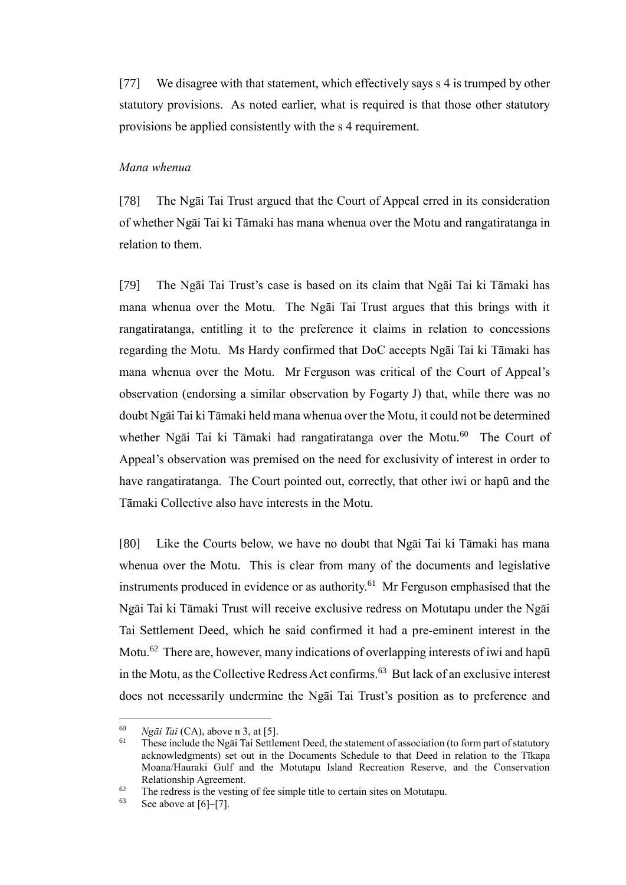[77] We disagree with that statement, which effectively says s 4 is trumped by other statutory provisions. As noted earlier, what is required is that those other statutory provisions be applied consistently with the s 4 requirement.

*Mana whenua*

[78] The Ngāi Tai Trust argued that the Court of Appeal erred in its consideration of whether Ngāi Tai ki Tāmaki has mana whenua over the Motu and rangatiratanga in relation to them.

[79] The Ngāi Tai Trust's case is based on its claim that Ngāi Tai ki Tāmaki has mana whenua over the Motu. The Ngāi Tai Trust argues that this brings with it rangatiratanga, entitling it to the preference it claims in relation to concessions regarding the Motu. Ms Hardy confirmed that DoC accepts Ngāi Tai ki Tāmaki has mana whenua over the Motu. Mr Ferguson was critical of the Court of Appeal's observation (endorsing a similar observation by Fogarty J) that, while there was no doubt Ngāi Tai ki Tāmaki held mana whenua over the Motu, it could not be determined whether Ngāi Tai ki Tāmaki had rangatiratanga over the Motu.[60] The Court of Appeal's observation was premised on the need for exclusivity of interest in order to have rangatiratanga. The Court pointed out, correctly, that other iwi or hapū and the Tāmaki Collective also have interests in the Motu.

[80] Like the Courts below, we have no doubt that Ngāi Tai ki Tāmaki has mana whenua over the Motu. This is clear from many of the documents and legislative instruments produced in evidence or as authority.[61] Mr Ferguson emphasised that the Ngāi Tai ki Tāmaki Trust will receive exclusive redress on Motutapu under the Ngāi Tai Settlement Deed, which he said confirmed it had a pre-eminent interest in the Motu.[62] There are, however, many indications of overlapping interests of iwi and hapū in the Motu, as the Collective Redress Act confirms.[63] But lack of an exclusive interest does not necessarily undermine the Ngāi Tai Trust's position as to preference and

---

[60] *Ngāi Tai* (CA), above n 3, at [5].

[61] These include the Ngāi Tai Settlement Deed, the statement of association (to form part of statutory acknowledgments) set out in the Documents Schedule to that Deed in relation to the Tīkapa Moana/Hauraki Gulf and the Motutapu Island Recreation Reserve, and the Conservation Relationship Agreement.

[62] The redress is the vesting of fee simple title to certain sites on Motutapu.

[63] See above at [6]–[7].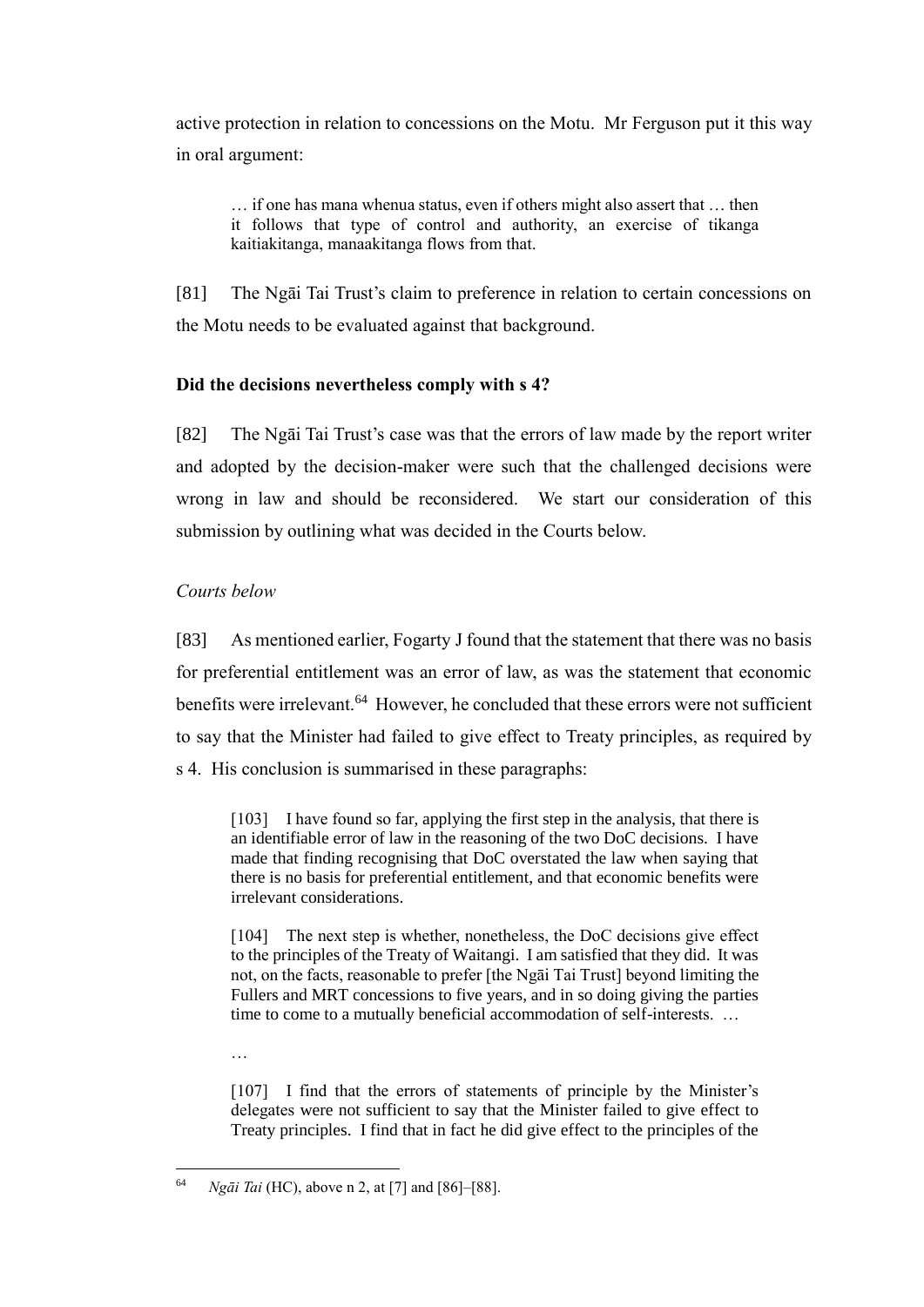active protection in relation to concessions on the Motu. Mr Ferguson put it this way in oral argument:

> … if one has mana whenua status, even if others might also assert that … then it follows that type of control and authority, an exercise of tikanga kaitiakitanga, manaakitanga flows from that.

[81] The Ngāi Tai Trust's claim to preference in relation to certain concessions on the Motu needs to be evaluated against that background.

**Did the decisions nevertheless comply with s 4?**

[82] The Ngāi Tai Trust's case was that the errors of law made by the report writer and adopted by the decision-maker were such that the challenged decisions were wrong in law and should be reconsidered. We start our consideration of this submission by outlining what was decided in the Courts below.

*Courts below*

[83] As mentioned earlier, Fogarty J found that the statement that there was no basis for preferential entitlement was an error of law, as was the statement that economic benefits were irrelevant.[64] However, he concluded that these errors were not sufficient to say that the Minister had failed to give effect to Treaty principles, as required by s 4. His conclusion is summarised in these paragraphs:

> [103] I have found so far, applying the first step in the analysis, that there is an identifiable error of law in the reasoning of the two DoC decisions. I have made that finding recognising that DoC overstated the law when saying that there is no basis for preferential entitlement, and that economic benefits were irrelevant considerations.
>
> [104] The next step is whether, nonetheless, the DoC decisions give effect to the principles of the Treaty of Waitangi. I am satisfied that they did. It was not, on the facts, reasonable to prefer [the Ngāi Tai Trust] beyond limiting the Fullers and MRT concessions to five years, and in so doing giving the parties time to come to a mutually beneficial accommodation of self-interests. …
>
> …
>
> [107] I find that the errors of statements of principle by the Minister's delegates were not sufficient to say that the Minister failed to give effect to Treaty principles. I find that in fact he did give effect to the principles of the

[64] *Ngāi Tai* (HC), above n 2, at [7] and [86]–[88].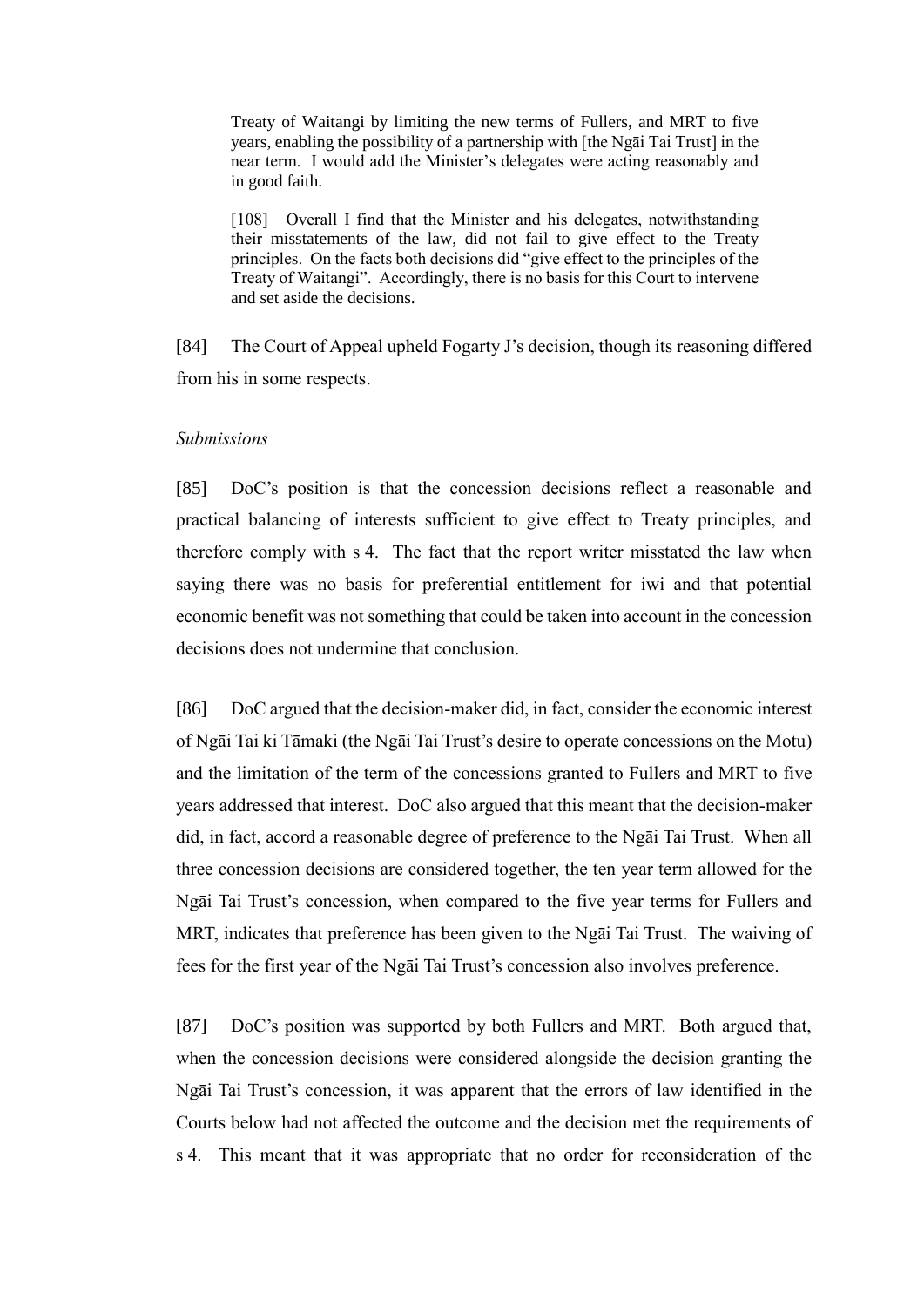> Treaty of Waitangi by limiting the new terms of Fullers, and MRT to five years, enabling the possibility of a partnership with [the Ngāi Tai Trust] in the near term. I would add the Minister's delegates were acting reasonably and in good faith.
>
> [108] Overall I find that the Minister and his delegates, notwithstanding their misstatements of the law, did not fail to give effect to the Treaty principles. On the facts both decisions did "give effect to the principles of the Treaty of Waitangi". Accordingly, there is no basis for this Court to intervene and set aside the decisions.

[84] The Court of Appeal upheld Fogarty J's decision, though its reasoning differed from his in some respects.

*Submissions*

[85] DoC's position is that the concession decisions reflect a reasonable and practical balancing of interests sufficient to give effect to Treaty principles, and therefore comply with s 4. The fact that the report writer misstated the law when saying there was no basis for preferential entitlement for iwi and that potential economic benefit was not something that could be taken into account in the concession decisions does not undermine that conclusion.

[86] DoC argued that the decision-maker did, in fact, consider the economic interest of Ngāi Tai ki Tāmaki (the Ngāi Tai Trust's desire to operate concessions on the Motu) and the limitation of the term of the concessions granted to Fullers and MRT to five years addressed that interest. DoC also argued that this meant that the decision-maker did, in fact, accord a reasonable degree of preference to the Ngāi Tai Trust. When all three concession decisions are considered together, the ten year term allowed for the Ngāi Tai Trust's concession, when compared to the five year terms for Fullers and MRT, indicates that preference has been given to the Ngāi Tai Trust. The waiving of fees for the first year of the Ngāi Tai Trust's concession also involves preference.

[87] DoC's position was supported by both Fullers and MRT. Both argued that, when the concession decisions were considered alongside the decision granting the Ngāi Tai Trust's concession, it was apparent that the errors of law identified in the Courts below had not affected the outcome and the decision met the requirements of s 4. This meant that it was appropriate that no order for reconsideration of the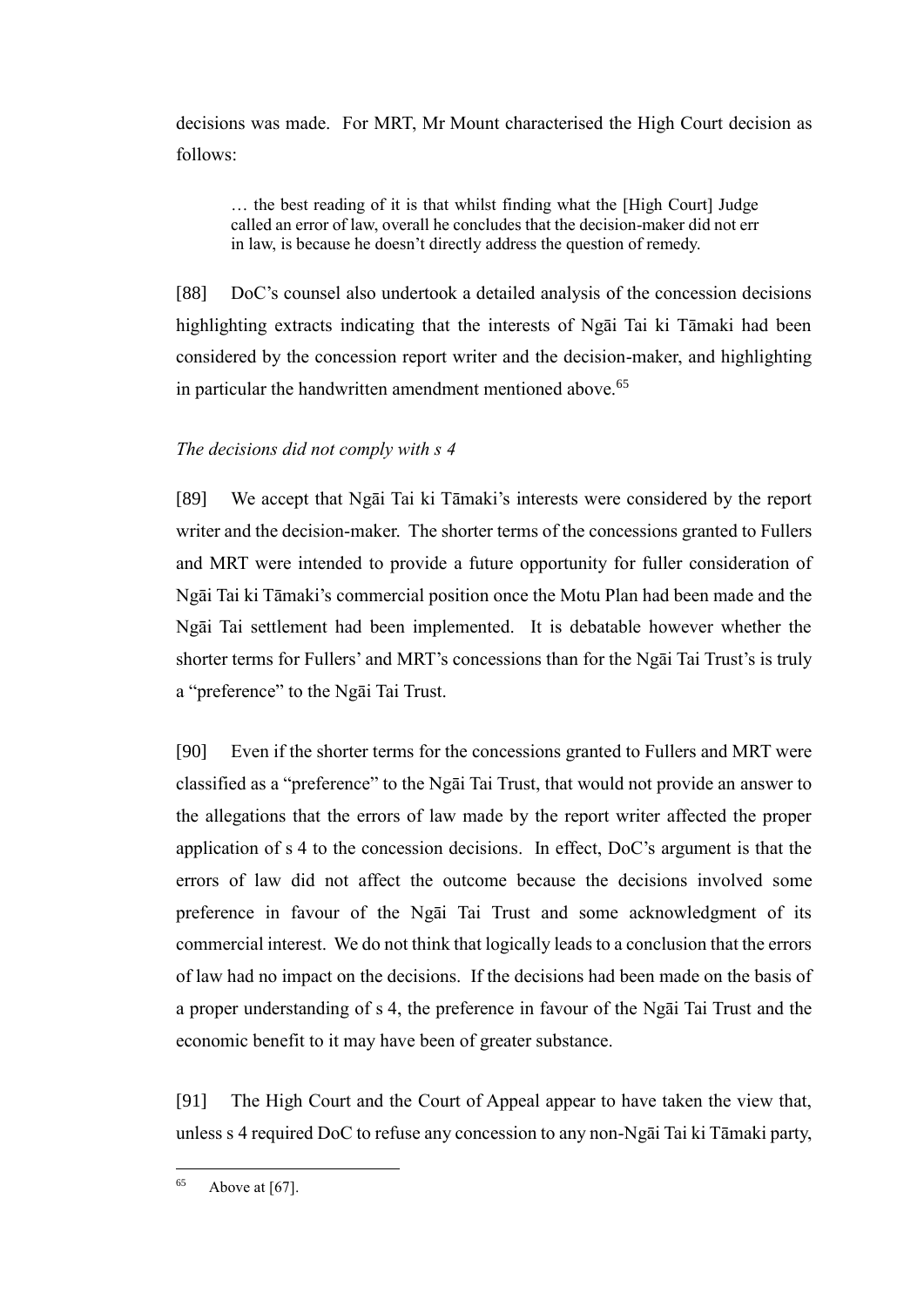decisions was made. For MRT, Mr Mount characterised the High Court decision as follows:

> … the best reading of it is that whilst finding what the [High Court] Judge called an error of law, overall he concludes that the decision-maker did not err in law, is because he doesn't directly address the question of remedy.

[88] DoC's counsel also undertook a detailed analysis of the concession decisions highlighting extracts indicating that the interests of Ngāi Tai ki Tāmaki had been considered by the concession report writer and the decision-maker, and highlighting in particular the handwritten amendment mentioned above.[65]

*The decisions did not comply with s 4*

[89] We accept that Ngāi Tai ki Tāmaki's interests were considered by the report writer and the decision-maker. The shorter terms of the concessions granted to Fullers and MRT were intended to provide a future opportunity for fuller consideration of Ngāi Tai ki Tāmaki's commercial position once the Motu Plan had been made and the Ngāi Tai settlement had been implemented. It is debatable however whether the shorter terms for Fullers' and MRT's concessions than for the Ngāi Tai Trust's is truly a "preference" to the Ngāi Tai Trust.

[90] Even if the shorter terms for the concessions granted to Fullers and MRT were classified as a "preference" to the Ngāi Tai Trust, that would not provide an answer to the allegations that the errors of law made by the report writer affected the proper application of s 4 to the concession decisions. In effect, DoC's argument is that the errors of law did not affect the outcome because the decisions involved some preference in favour of the Ngāi Tai Trust and some acknowledgment of its commercial interest. We do not think that logically leads to a conclusion that the errors of law had no impact on the decisions. If the decisions had been made on the basis of a proper understanding of s 4, the preference in favour of the Ngāi Tai Trust and the economic benefit to it may have been of greater substance.

[91] The High Court and the Court of Appeal appear to have taken the view that, unless s 4 required DoC to refuse any concession to any non-Ngāi Tai ki Tāmaki party,

[65] Above at [67].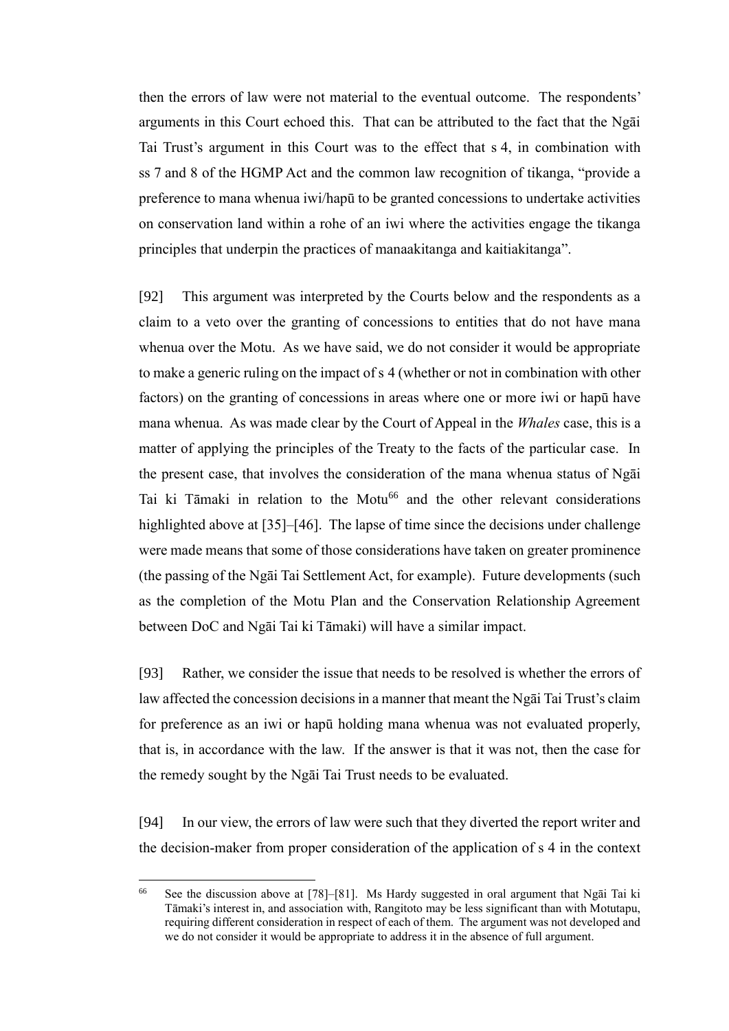then the errors of law were not material to the eventual outcome. The respondents' arguments in this Court echoed this. That can be attributed to the fact that the Ngāi Tai Trust's argument in this Court was to the effect that s 4, in combination with ss 7 and 8 of the HGMP Act and the common law recognition of tikanga, "provide a preference to mana whenua iwi/hapū to be granted concessions to undertake activities on conservation land within a rohe of an iwi where the activities engage the tikanga principles that underpin the practices of manaakitanga and kaitiakitanga".

[92] This argument was interpreted by the Courts below and the respondents as a claim to a veto over the granting of concessions to entities that do not have mana whenua over the Motu. As we have said, we do not consider it would be appropriate to make a generic ruling on the impact of s 4 (whether or not in combination with other factors) on the granting of concessions in areas where one or more iwi or hapū have mana whenua. As was made clear by the Court of Appeal in the *Whales* case, this is a matter of applying the principles of the Treaty to the facts of the particular case. In the present case, that involves the consideration of the mana whenua status of Ngāi Tai ki Tāmaki in relation to the Motu[66] and the other relevant considerations highlighted above at [35]–[46]. The lapse of time since the decisions under challenge were made means that some of those considerations have taken on greater prominence (the passing of the Ngāi Tai Settlement Act, for example). Future developments (such as the completion of the Motu Plan and the Conservation Relationship Agreement between DoC and Ngāi Tai ki Tāmaki) will have a similar impact.

[93] Rather, we consider the issue that needs to be resolved is whether the errors of law affected the concession decisions in a manner that meant the Ngāi Tai Trust's claim for preference as an iwi or hapū holding mana whenua was not evaluated properly, that is, in accordance with the law. If the answer is that it was not, then the case for the remedy sought by the Ngāi Tai Trust needs to be evaluated.

[94] In our view, the errors of law were such that they diverted the report writer and the decision-maker from proper consideration of the application of s 4 in the context

---

[66] See the discussion above at [78]–[81]. Ms Hardy suggested in oral argument that Ngāi Tai ki Tāmaki's interest in, and association with, Rangitoto may be less significant than with Motutapu, requiring different consideration in respect of each of them. The argument was not developed and we do not consider it would be appropriate to address it in the absence of full argument.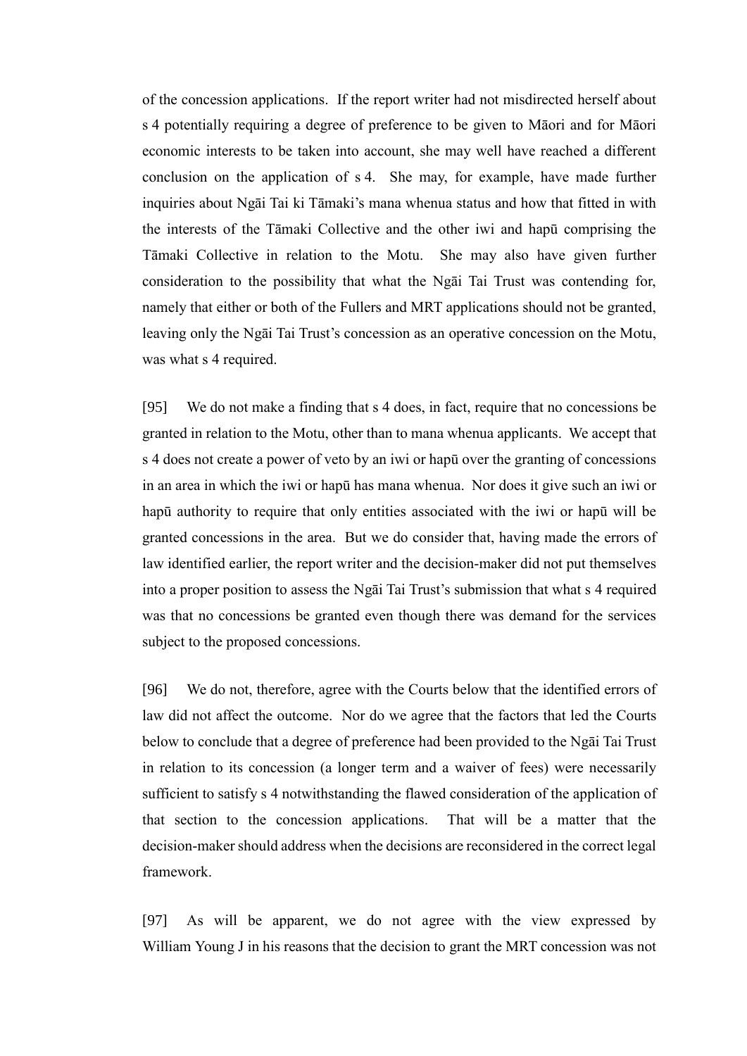of the concession applications. If the report writer had not misdirected herself about s 4 potentially requiring a degree of preference to be given to Māori and for Māori economic interests to be taken into account, she may well have reached a different conclusion on the application of s 4. She may, for example, have made further inquiries about Ngāi Tai ki Tāmaki's mana whenua status and how that fitted in with the interests of the Tāmaki Collective and the other iwi and hapū comprising the Tāmaki Collective in relation to the Motu. She may also have given further consideration to the possibility that what the Ngāi Tai Trust was contending for, namely that either or both of the Fullers and MRT applications should not be granted, leaving only the Ngāi Tai Trust's concession as an operative concession on the Motu, was what s 4 required.

[95] We do not make a finding that s 4 does, in fact, require that no concessions be granted in relation to the Motu, other than to mana whenua applicants. We accept that s 4 does not create a power of veto by an iwi or hapū over the granting of concessions in an area in which the iwi or hapū has mana whenua. Nor does it give such an iwi or hapū authority to require that only entities associated with the iwi or hapū will be granted concessions in the area. But we do consider that, having made the errors of law identified earlier, the report writer and the decision-maker did not put themselves into a proper position to assess the Ngāi Tai Trust's submission that what s 4 required was that no concessions be granted even though there was demand for the services subject to the proposed concessions.

[96] We do not, therefore, agree with the Courts below that the identified errors of law did not affect the outcome. Nor do we agree that the factors that led the Courts below to conclude that a degree of preference had been provided to the Ngāi Tai Trust in relation to its concession (a longer term and a waiver of fees) were necessarily sufficient to satisfy s 4 notwithstanding the flawed consideration of the application of that section to the concession applications. That will be a matter that the decision-maker should address when the decisions are reconsidered in the correct legal framework.

[97] As will be apparent, we do not agree with the view expressed by William Young J in his reasons that the decision to grant the MRT concession was not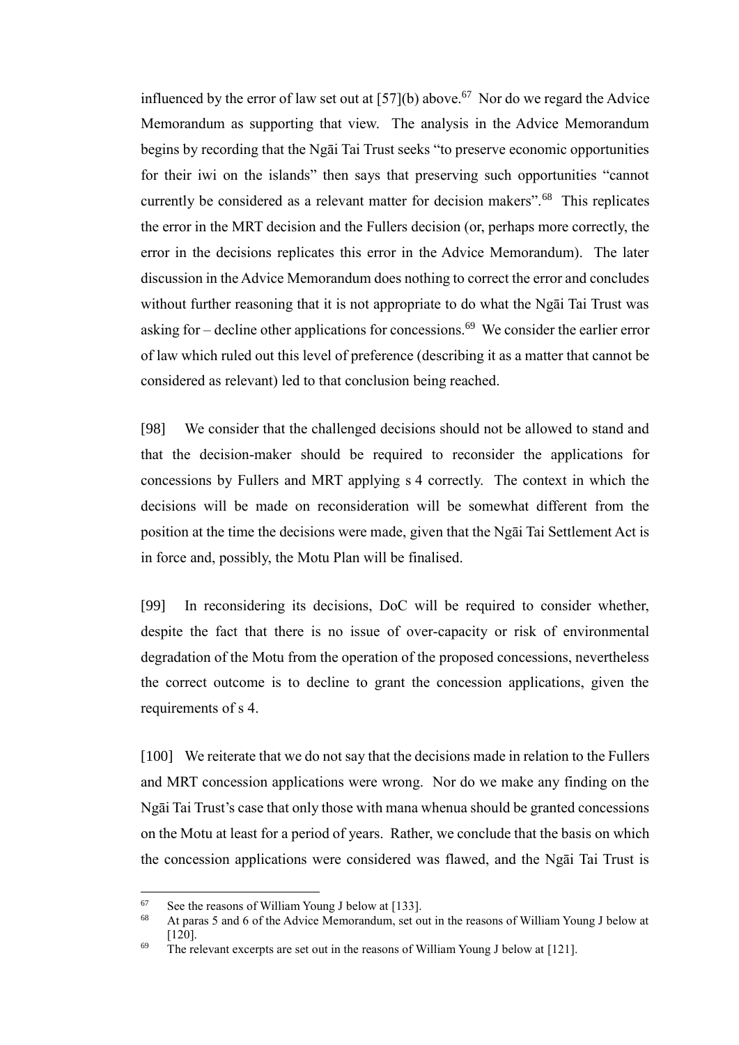influenced by the error of law set out at [57](b) above.[67] Nor do we regard the Advice Memorandum as supporting that view. The analysis in the Advice Memorandum begins by recording that the Ngāi Tai Trust seeks "to preserve economic opportunities for their iwi on the islands" then says that preserving such opportunities "cannot currently be considered as a relevant matter for decision makers".[68] This replicates the error in the MRT decision and the Fullers decision (or, perhaps more correctly, the error in the decisions replicates this error in the Advice Memorandum). The later discussion in the Advice Memorandum does nothing to correct the error and concludes without further reasoning that it is not appropriate to do what the Ngāi Tai Trust was asking for – decline other applications for concessions.[69] We consider the earlier error of law which ruled out this level of preference (describing it as a matter that cannot be considered as relevant) led to that conclusion being reached.

[98] We consider that the challenged decisions should not be allowed to stand and that the decision-maker should be required to reconsider the applications for concessions by Fullers and MRT applying s 4 correctly. The context in which the decisions will be made on reconsideration will be somewhat different from the position at the time the decisions were made, given that the Ngāi Tai Settlement Act is in force and, possibly, the Motu Plan will be finalised.

[99] In reconsidering its decisions, DoC will be required to consider whether, despite the fact that there is no issue of over-capacity or risk of environmental degradation of the Motu from the operation of the proposed concessions, nevertheless the correct outcome is to decline to grant the concession applications, given the requirements of s 4.

[100] We reiterate that we do not say that the decisions made in relation to the Fullers and MRT concession applications were wrong. Nor do we make any finding on the Ngāi Tai Trust's case that only those with mana whenua should be granted concessions on the Motu at least for a period of years. Rather, we conclude that the basis on which the concession applications were considered was flawed, and the Ngāi Tai Trust is

---

[67] See the reasons of William Young J below at [133].

[68] At paras 5 and 6 of the Advice Memorandum, set out in the reasons of William Young J below at [120].

[69] The relevant excerpts are set out in the reasons of William Young J below at [121].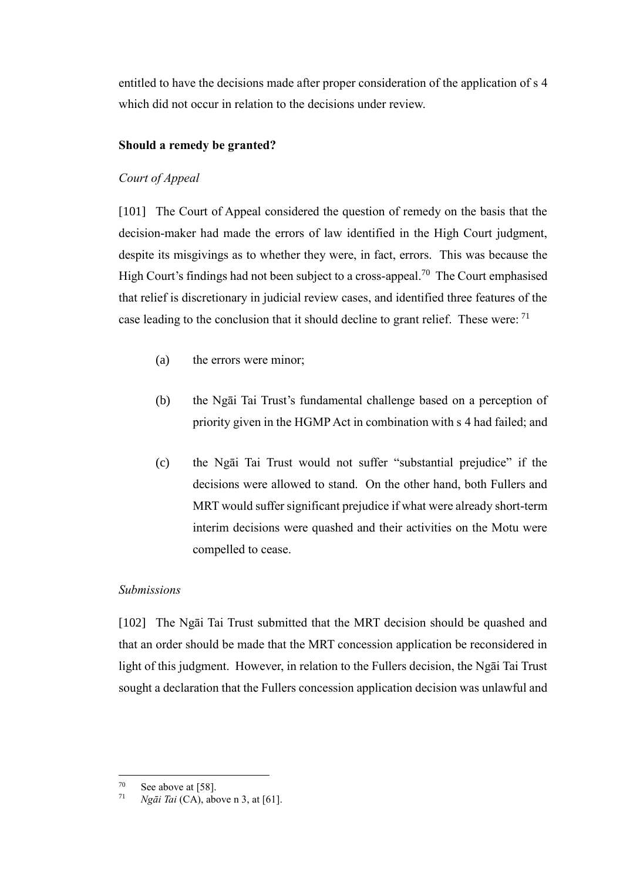entitled to have the decisions made after proper consideration of the application of s 4 which did not occur in relation to the decisions under review.

### Should a remedy be granted?

*Court of Appeal*

[101] The Court of Appeal considered the question of remedy on the basis that the decision-maker had made the errors of law identified in the High Court judgment, despite its misgivings as to whether they were, in fact, errors. This was because the High Court's findings had not been subject to a cross-appeal.[70] The Court emphasised that relief is discretionary in judicial review cases, and identified three features of the case leading to the conclusion that it should decline to grant relief. These were: [71]

(a) the errors were minor;

(b) the Ngāi Tai Trust's fundamental challenge based on a perception of priority given in the HGMP Act in combination with s 4 had failed; and

(c) the Ngāi Tai Trust would not suffer "substantial prejudice" if the decisions were allowed to stand. On the other hand, both Fullers and MRT would suffer significant prejudice if what were already short-term interim decisions were quashed and their activities on the Motu were compelled to cease.

*Submissions*

[102] The Ngāi Tai Trust submitted that the MRT decision should be quashed and that an order should be made that the MRT concession application be reconsidered in light of this judgment. However, in relation to the Fullers decision, the Ngāi Tai Trust sought a declaration that the Fullers concession application decision was unlawful and

---

[70] See above at [58].

[71] *Ngāi Tai* (CA), above n 3, at [61].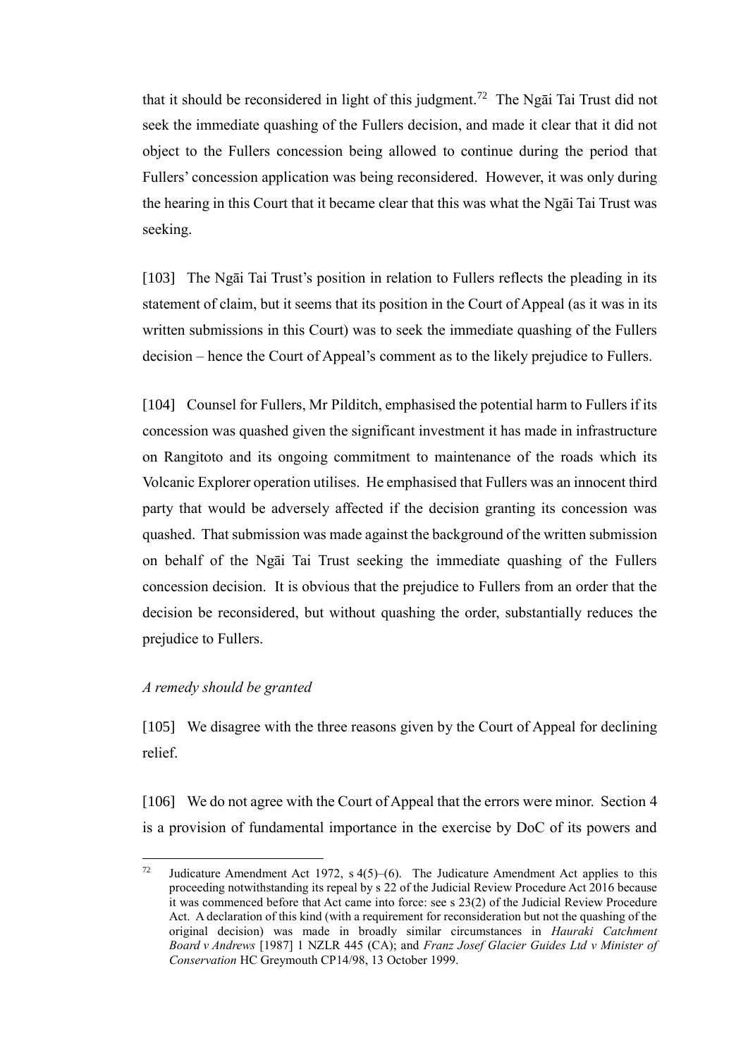that it should be reconsidered in light of this judgment.[72] The Ngāi Tai Trust did not seek the immediate quashing of the Fullers decision, and made it clear that it did not object to the Fullers concession being allowed to continue during the period that Fullers' concession application was being reconsidered. However, it was only during the hearing in this Court that it became clear that this was what the Ngāi Tai Trust was seeking.

[103] The Ngāi Tai Trust's position in relation to Fullers reflects the pleading in its statement of claim, but it seems that its position in the Court of Appeal (as it was in its written submissions in this Court) was to seek the immediate quashing of the Fullers decision – hence the Court of Appeal's comment as to the likely prejudice to Fullers.

[104] Counsel for Fullers, Mr Pilditch, emphasised the potential harm to Fullers if its concession was quashed given the significant investment it has made in infrastructure on Rangitoto and its ongoing commitment to maintenance of the roads which its Volcanic Explorer operation utilises. He emphasised that Fullers was an innocent third party that would be adversely affected if the decision granting its concession was quashed. That submission was made against the background of the written submission on behalf of the Ngāi Tai Trust seeking the immediate quashing of the Fullers concession decision. It is obvious that the prejudice to Fullers from an order that the decision be reconsidered, but without quashing the order, substantially reduces the prejudice to Fullers.

*A remedy should be granted*

[105] We disagree with the three reasons given by the Court of Appeal for declining relief.

[106] We do not agree with the Court of Appeal that the errors were minor. Section 4 is a provision of fundamental importance in the exercise by DoC of its powers and

---

[72] Judicature Amendment Act 1972, s 4(5)–(6). The Judicature Amendment Act applies to this proceeding notwithstanding its repeal by s 22 of the Judicial Review Procedure Act 2016 because it was commenced before that Act came into force: see s 23(2) of the Judicial Review Procedure Act. A declaration of this kind (with a requirement for reconsideration but not the quashing of the original decision) was made in broadly similar circumstances in *Hauraki Catchment Board v Andrews* [1987] 1 NZLR 445 (CA); and *Franz Josef Glacier Guides Ltd v Minister of Conservation* HC Greymouth CP14/98, 13 October 1999.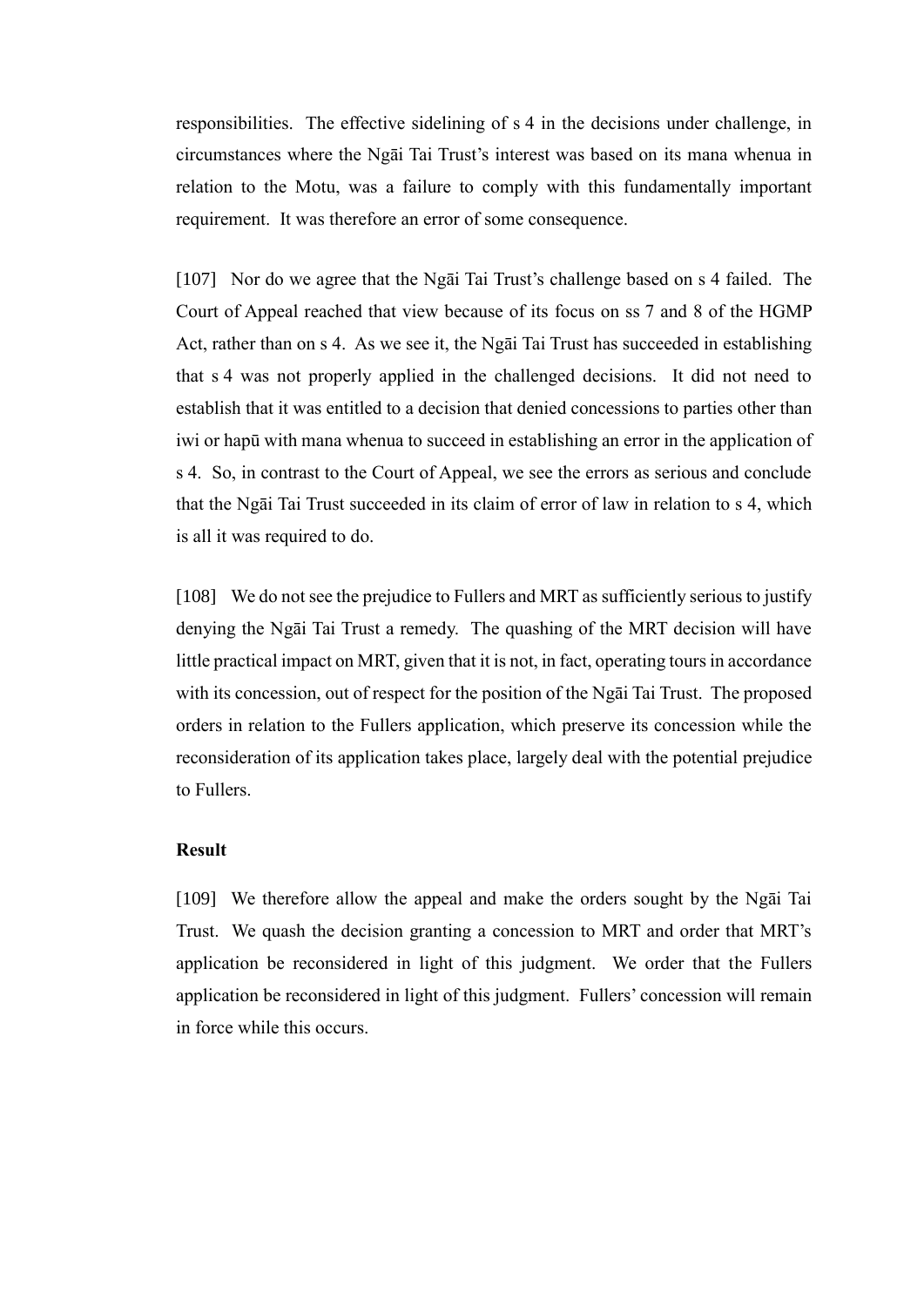responsibilities. The effective sidelining of s 4 in the decisions under challenge, in circumstances where the Ngāi Tai Trust's interest was based on its mana whenua in relation to the Motu, was a failure to comply with this fundamentally important requirement. It was therefore an error of some consequence.

[107] Nor do we agree that the Ngāi Tai Trust's challenge based on s 4 failed. The Court of Appeal reached that view because of its focus on ss 7 and 8 of the HGMP Act, rather than on s 4. As we see it, the Ngāi Tai Trust has succeeded in establishing that s 4 was not properly applied in the challenged decisions. It did not need to establish that it was entitled to a decision that denied concessions to parties other than iwi or hapū with mana whenua to succeed in establishing an error in the application of s 4. So, in contrast to the Court of Appeal, we see the errors as serious and conclude that the Ngāi Tai Trust succeeded in its claim of error of law in relation to s 4, which is all it was required to do.

[108] We do not see the prejudice to Fullers and MRT as sufficiently serious to justify denying the Ngāi Tai Trust a remedy. The quashing of the MRT decision will have little practical impact on MRT, given that it is not, in fact, operating tours in accordance with its concession, out of respect for the position of the Ngāi Tai Trust. The proposed orders in relation to the Fullers application, which preserve its concession while the reconsideration of its application takes place, largely deal with the potential prejudice to Fullers.

**Result**

[109] We therefore allow the appeal and make the orders sought by the Ngāi Tai Trust. We quash the decision granting a concession to MRT and order that MRT's application be reconsidered in light of this judgment. We order that the Fullers application be reconsidered in light of this judgment. Fullers' concession will remain in force while this occurs.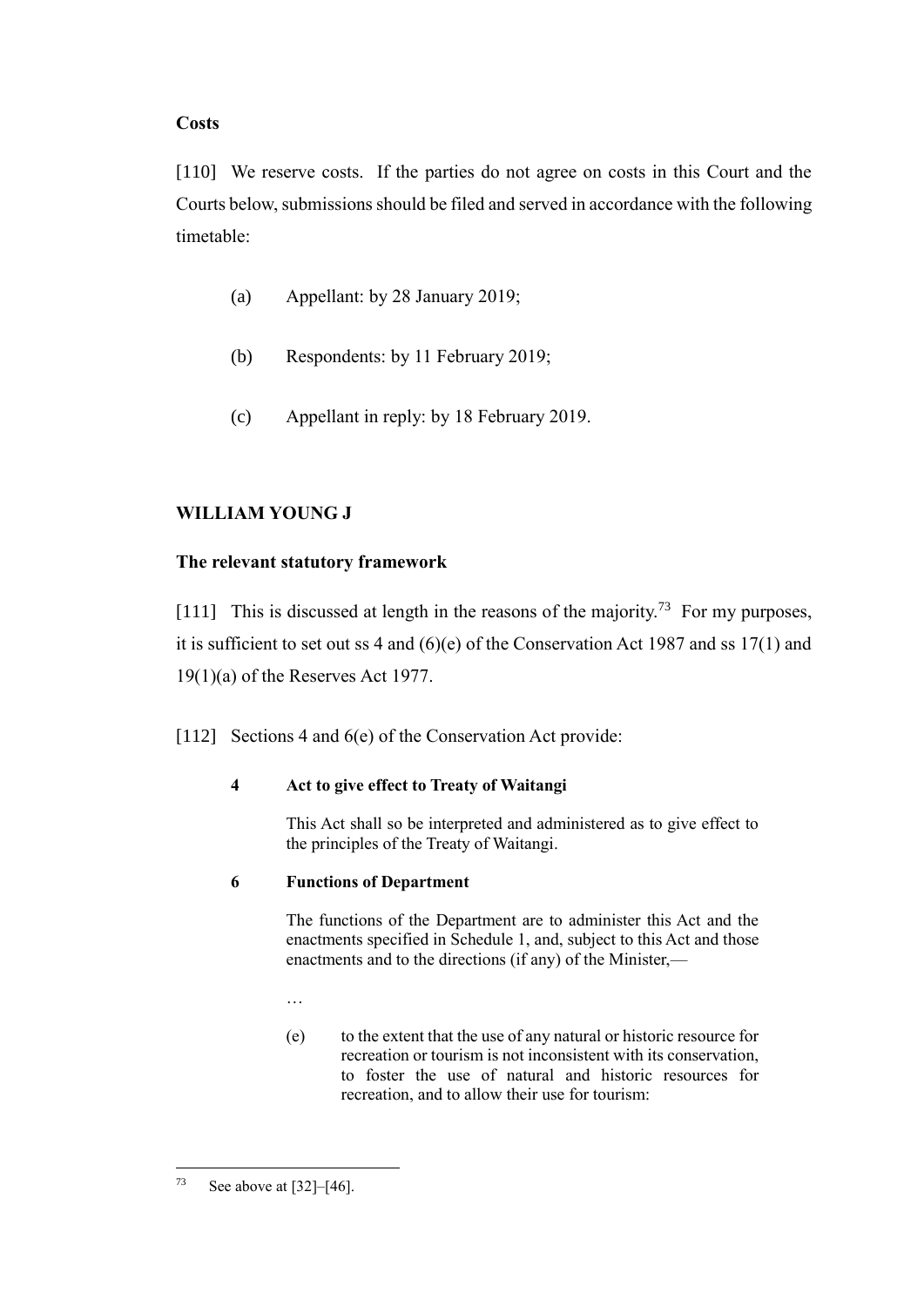**Costs**

[110] We reserve costs. If the parties do not agree on costs in this Court and the Courts below, submissions should be filed and served in accordance with the following timetable:

(a) Appellant: by 28 January 2019;

(b) Respondents: by 11 February 2019;

(c) Appellant in reply: by 18 February 2019.

**WILLIAM YOUNG J**

**The relevant statutory framework**

[111] This is discussed at length in the reasons of the majority.[73] For my purposes, it is sufficient to set out ss 4 and (6)(e) of the Conservation Act 1987 and ss 17(1) and 19(1)(a) of the Reserves Act 1977.

[112] Sections 4 and 6(e) of the Conservation Act provide:

> **4 Act to give effect to Treaty of Waitangi**
>
> This Act shall so be interpreted and administered as to give effect to the principles of the Treaty of Waitangi.
>
> **6 Functions of Department**
>
> The functions of the Department are to administer this Act and the enactments specified in Schedule 1, and, subject to this Act and those enactments and to the directions (if any) of the Minister,—
>
> …
>
> (e) to the extent that the use of any natural or historic resource for recreation or tourism is not inconsistent with its conservation, to foster the use of natural and historic resources for recreation, and to allow their use for tourism:

[73] See above at [32]–[46].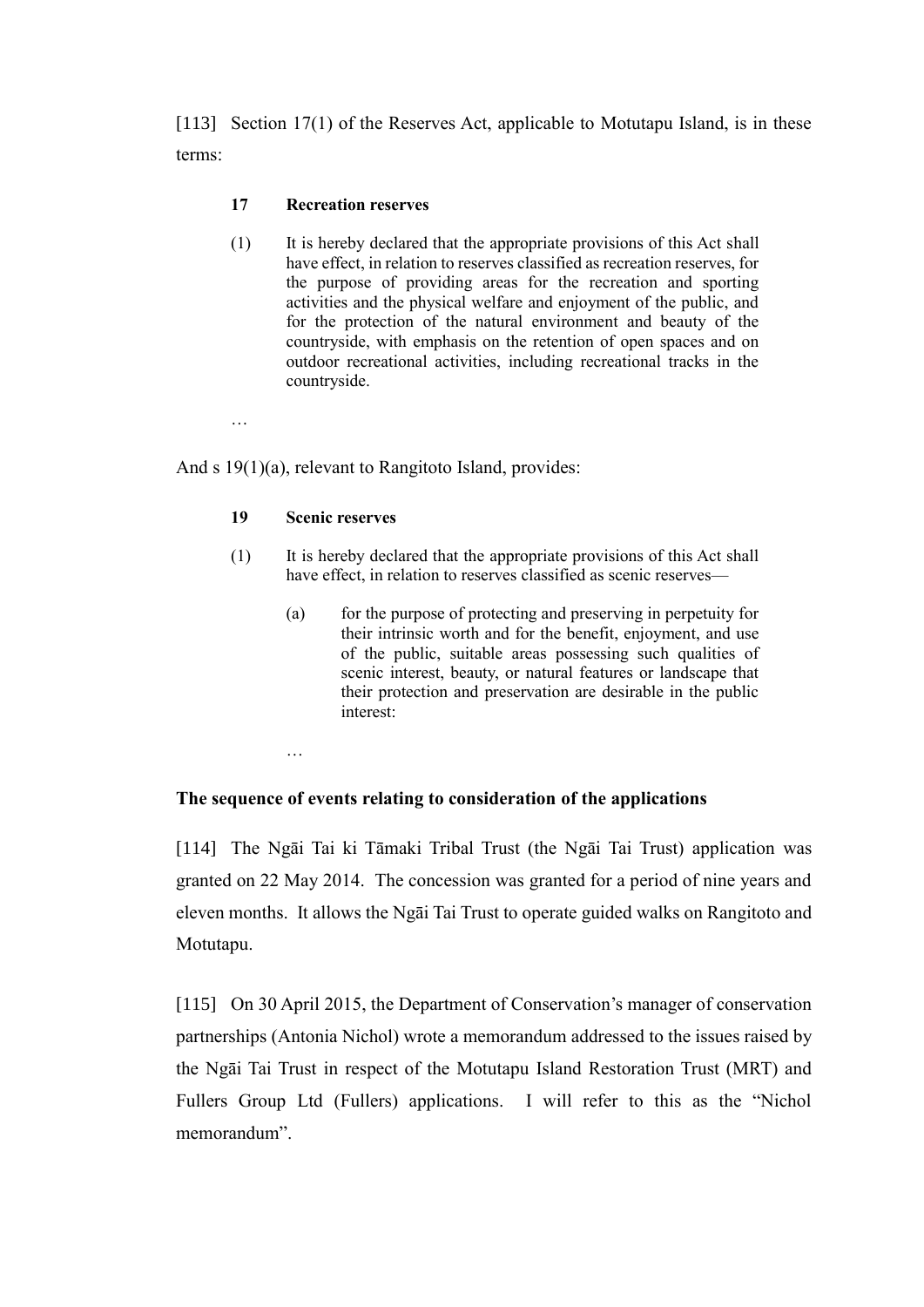[113] Section 17(1) of the Reserves Act, applicable to Motutapu Island, is in these terms:

> **17 Recreation reserves**
>
> (1) It is hereby declared that the appropriate provisions of this Act shall have effect, in relation to reserves classified as recreation reserves, for the purpose of providing areas for the recreation and sporting activities and the physical welfare and enjoyment of the public, and for the protection of the natural environment and beauty of the countryside, with emphasis on the retention of open spaces and on outdoor recreational activities, including recreational tracks in the countryside.
>
> …

And s 19(1)(a), relevant to Rangitoto Island, provides:

> **19 Scenic reserves**
>
> (1) It is hereby declared that the appropriate provisions of this Act shall have effect, in relation to reserves classified as scenic reserves—
>
> (a) for the purpose of protecting and preserving in perpetuity for their intrinsic worth and for the benefit, enjoyment, and use of the public, suitable areas possessing such qualities of scenic interest, beauty, or natural features or landscape that their protection and preservation are desirable in the public interest:
>
> …

**The sequence of events relating to consideration of the applications**

[114] The Ngāi Tai ki Tāmaki Tribal Trust (the Ngāi Tai Trust) application was granted on 22 May 2014. The concession was granted for a period of nine years and eleven months. It allows the Ngāi Tai Trust to operate guided walks on Rangitoto and Motutapu.

[115] On 30 April 2015, the Department of Conservation's manager of conservation partnerships (Antonia Nichol) wrote a memorandum addressed to the issues raised by the Ngāi Tai Trust in respect of the Motutapu Island Restoration Trust (MRT) and Fullers Group Ltd (Fullers) applications. I will refer to this as the "Nichol memorandum".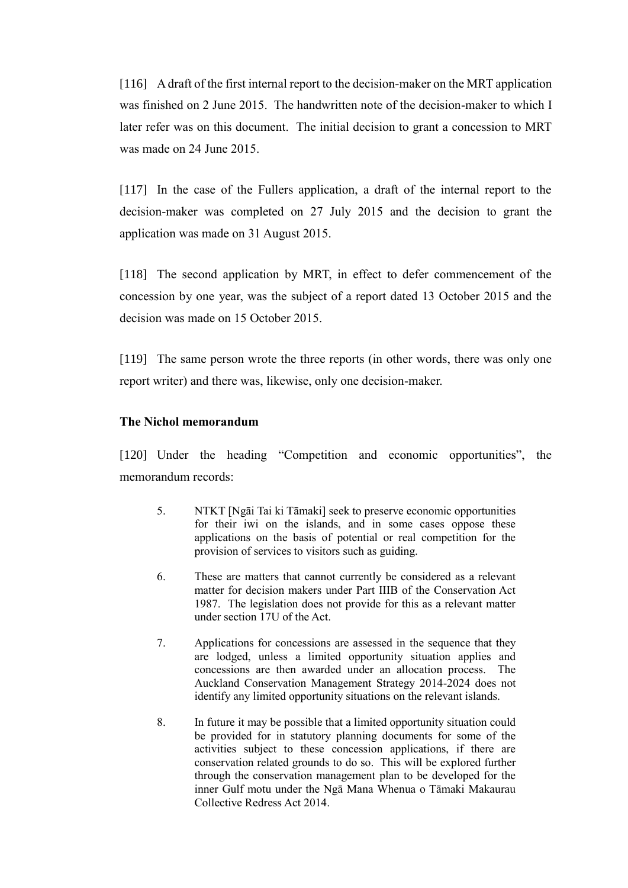[116] A draft of the first internal report to the decision-maker on the MRT application was finished on 2 June 2015. The handwritten note of the decision-maker to which I later refer was on this document. The initial decision to grant a concession to MRT was made on 24 June 2015.

[117] In the case of the Fullers application, a draft of the internal report to the decision-maker was completed on 27 July 2015 and the decision to grant the application was made on 31 August 2015.

[118] The second application by MRT, in effect to defer commencement of the concession by one year, was the subject of a report dated 13 October 2015 and the decision was made on 15 October 2015.

[119] The same person wrote the three reports (in other words, there was only one report writer) and there was, likewise, only one decision-maker.

### The Nichol memorandum

[120] Under the heading "Competition and economic opportunities", the memorandum records:

> 5. NTKT [Ngāi Tai ki Tāmaki] seek to preserve economic opportunities for their iwi on the islands, and in some cases oppose these applications on the basis of potential or real competition for the provision of services to visitors such as guiding.
>
> 6. These are matters that cannot currently be considered as a relevant matter for decision makers under Part IIIB of the Conservation Act 1987. The legislation does not provide for this as a relevant matter under section 17U of the Act.
>
> 7. Applications for concessions are assessed in the sequence that they are lodged, unless a limited opportunity situation applies and concessions are then awarded under an allocation process. The Auckland Conservation Management Strategy 2014-2024 does not identify any limited opportunity situations on the relevant islands.
>
> 8. In future it may be possible that a limited opportunity situation could be provided for in statutory planning documents for some of the activities subject to these concession applications, if there are conservation related grounds to do so. This will be explored further through the conservation management plan to be developed for the inner Gulf motu under the Ngā Mana Whenua o Tāmaki Makaurau Collective Redress Act 2014.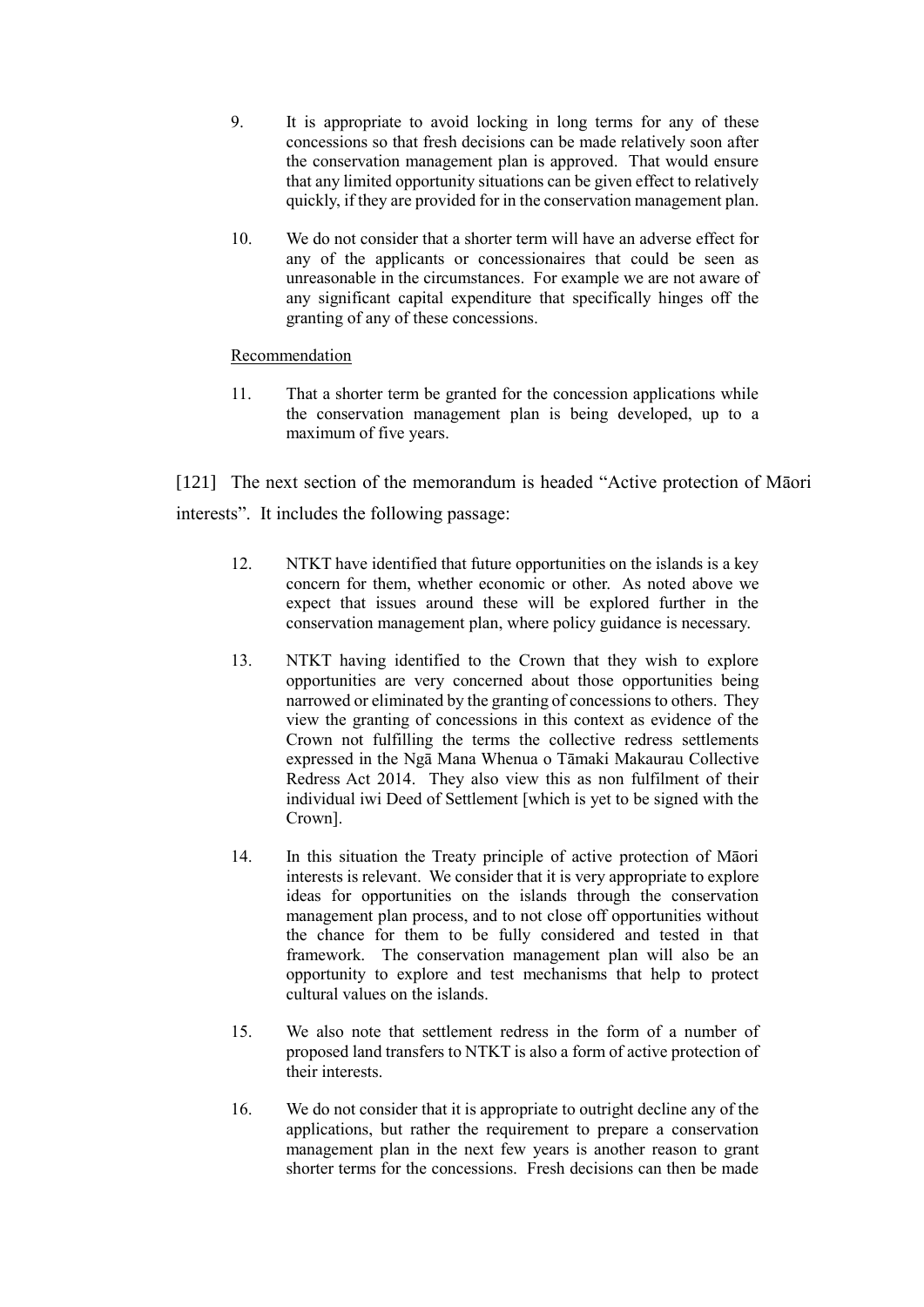9. It is appropriate to avoid locking in long terms for any of these concessions so that fresh decisions can be made relatively soon after the conservation management plan is approved. That would ensure that any limited opportunity situations can be given effect to relatively quickly, if they are provided for in the conservation management plan.

10. We do not consider that a shorter term will have an adverse effect for any of the applicants or concessionaires that could be seen as unreasonable in the circumstances. For example we are not aware of any significant capital expenditure that specifically hinges off the granting of any of these concessions.

Recommendation

11. That a shorter term be granted for the concession applications while the conservation management plan is being developed, up to a maximum of five years.

[121] The next section of the memorandum is headed "Active protection of Māori interests". It includes the following passage:

12. NTKT have identified that future opportunities on the islands is a key concern for them, whether economic or other. As noted above we expect that issues around these will be explored further in the conservation management plan, where policy guidance is necessary.

13. NTKT having identified to the Crown that they wish to explore opportunities are very concerned about those opportunities being narrowed or eliminated by the granting of concessions to others. They view the granting of concessions in this context as evidence of the Crown not fulfilling the terms the collective redress settlements expressed in the Ngā Mana Whenua o Tāmaki Makaurau Collective Redress Act 2014. They also view this as non fulfilment of their individual iwi Deed of Settlement [which is yet to be signed with the Crown].

14. In this situation the Treaty principle of active protection of Māori interests is relevant. We consider that it is very appropriate to explore ideas for opportunities on the islands through the conservation management plan process, and to not close off opportunities without the chance for them to be fully considered and tested in that framework. The conservation management plan will also be an opportunity to explore and test mechanisms that help to protect cultural values on the islands.

15. We also note that settlement redress in the form of a number of proposed land transfers to NTKT is also a form of active protection of their interests.

16. We do not consider that it is appropriate to outright decline any of the applications, but rather the requirement to prepare a conservation management plan in the next few years is another reason to grant shorter terms for the concessions. Fresh decisions can then be made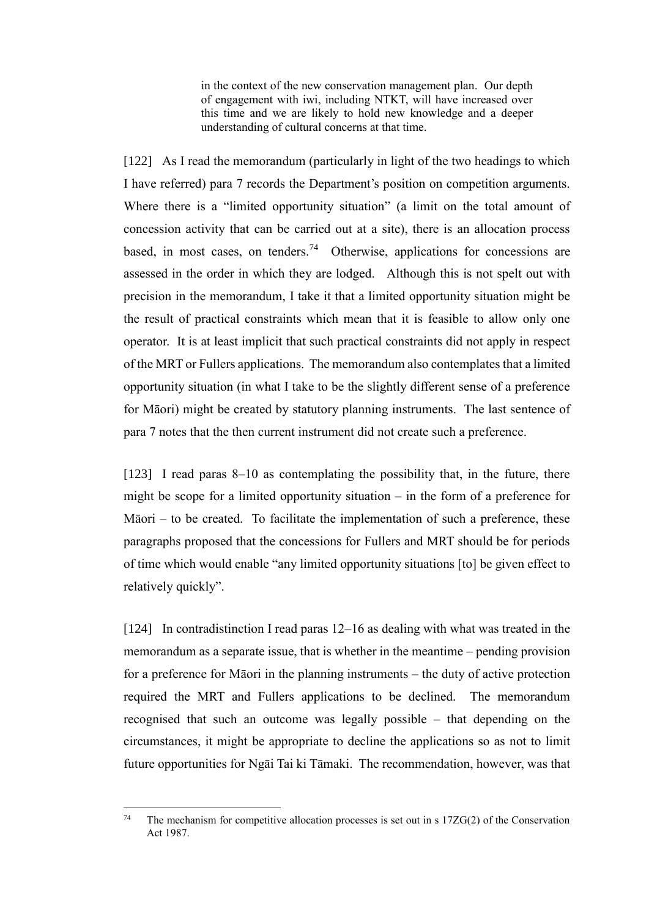> in the context of the new conservation management plan. Our depth of engagement with iwi, including NTKT, will have increased over this time and we are likely to hold new knowledge and a deeper understanding of cultural concerns at that time.

[122] As I read the memorandum (particularly in light of the two headings to which I have referred) para 7 records the Department's position on competition arguments. Where there is a "limited opportunity situation" (a limit on the total amount of concession activity that can be carried out at a site), there is an allocation process based, in most cases, on tenders.[74] Otherwise, applications for concessions are assessed in the order in which they are lodged. Although this is not spelt out with precision in the memorandum, I take it that a limited opportunity situation might be the result of practical constraints which mean that it is feasible to allow only one operator. It is at least implicit that such practical constraints did not apply in respect of the MRT or Fullers applications. The memorandum also contemplates that a limited opportunity situation (in what I take to be the slightly different sense of a preference for Māori) might be created by statutory planning instruments. The last sentence of para 7 notes that the then current instrument did not create such a preference.

[123] I read paras 8–10 as contemplating the possibility that, in the future, there might be scope for a limited opportunity situation – in the form of a preference for Māori – to be created. To facilitate the implementation of such a preference, these paragraphs proposed that the concessions for Fullers and MRT should be for periods of time which would enable "any limited opportunity situations [to] be given effect to relatively quickly".

[124] In contradistinction I read paras 12–16 as dealing with what was treated in the memorandum as a separate issue, that is whether in the meantime – pending provision for a preference for Māori in the planning instruments – the duty of active protection required the MRT and Fullers applications to be declined. The memorandum recognised that such an outcome was legally possible – that depending on the circumstances, it might be appropriate to decline the applications so as not to limit future opportunities for Ngāi Tai ki Tāmaki. The recommendation, however, was that

---

[74] The mechanism for competitive allocation processes is set out in s 17ZG(2) of the Conservation Act 1987.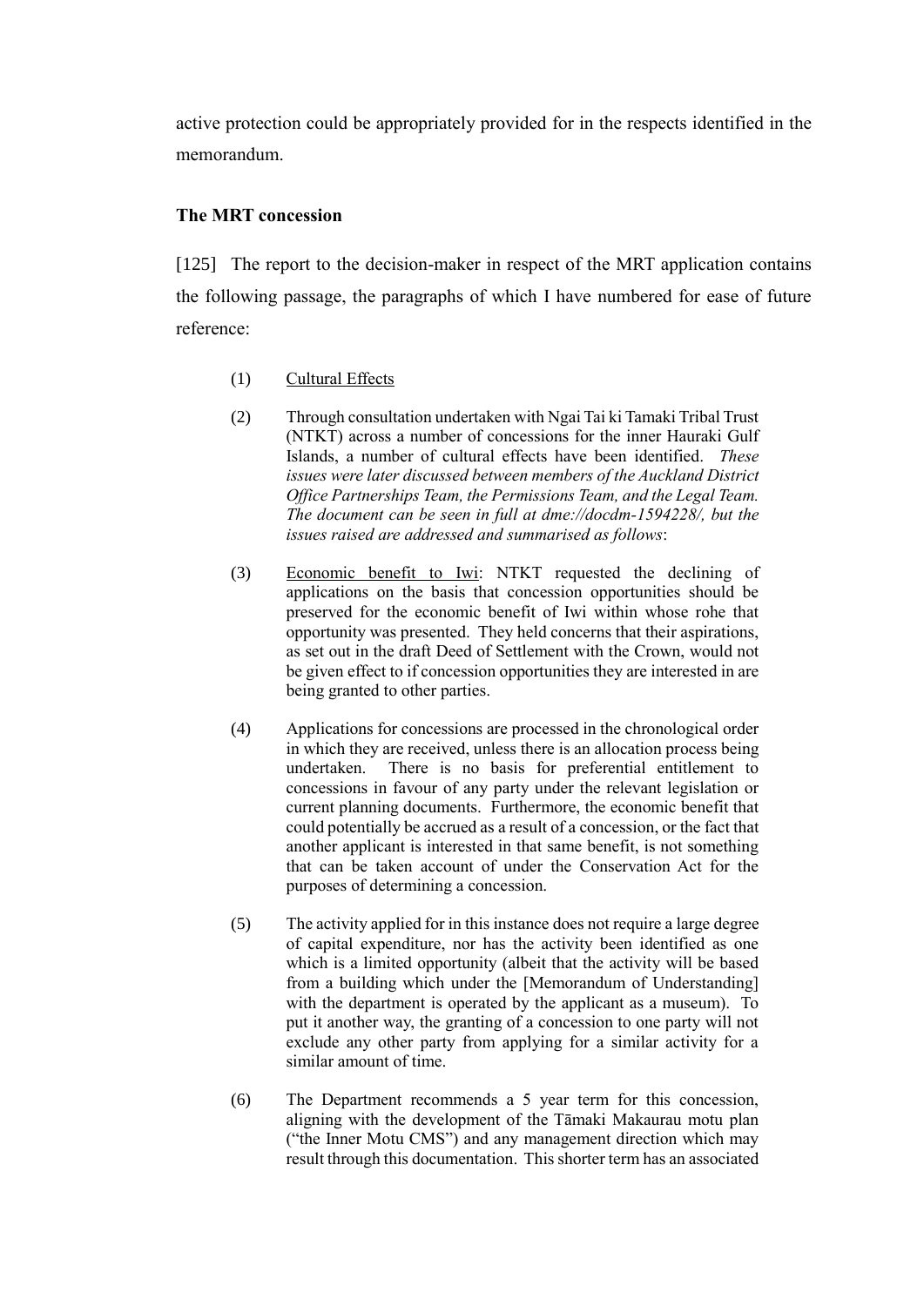active protection could be appropriately provided for in the respects identified in the memorandum.

### The MRT concession

[125] The report to the decision-maker in respect of the MRT application contains the following passage, the paragraphs of which I have numbered for ease of future reference:

> (1) <u>Cultural Effects</u>
>
> (2) Through consultation undertaken with Ngai Tai ki Tamaki Tribal Trust (NTKT) across a number of concessions for the inner Hauraki Gulf Islands, a number of cultural effects have been identified. *These issues were later discussed between members of the Auckland District Office Partnerships Team, the Permissions Team, and the Legal Team. The document can be seen in full at dme://docdm-1594228/, but the issues raised are addressed and summarised as follows*:
>
> (3) <u>Economic benefit to Iwi</u>: NTKT requested the declining of applications on the basis that concession opportunities should be preserved for the economic benefit of Iwi within whose rohe that opportunity was presented. They held concerns that their aspirations, as set out in the draft Deed of Settlement with the Crown, would not be given effect to if concession opportunities they are interested in are being granted to other parties.
>
> (4) Applications for concessions are processed in the chronological order in which they are received, unless there is an allocation process being undertaken. There is no basis for preferential entitlement to concessions in favour of any party under the relevant legislation or current planning documents. Furthermore, the economic benefit that could potentially be accrued as a result of a concession, or the fact that another applicant is interested in that same benefit, is not something that can be taken account of under the Conservation Act for the purposes of determining a concession.
>
> (5) The activity applied for in this instance does not require a large degree of capital expenditure, nor has the activity been identified as one which is a limited opportunity (albeit that the activity will be based from a building which under the [Memorandum of Understanding] with the department is operated by the applicant as a museum). To put it another way, the granting of a concession to one party will not exclude any other party from applying for a similar activity for a similar amount of time.
>
> (6) The Department recommends a 5 year term for this concession, aligning with the development of the Tāmaki Makaurau motu plan ("the Inner Motu CMS") and any management direction which may result through this documentation. This shorter term has an associated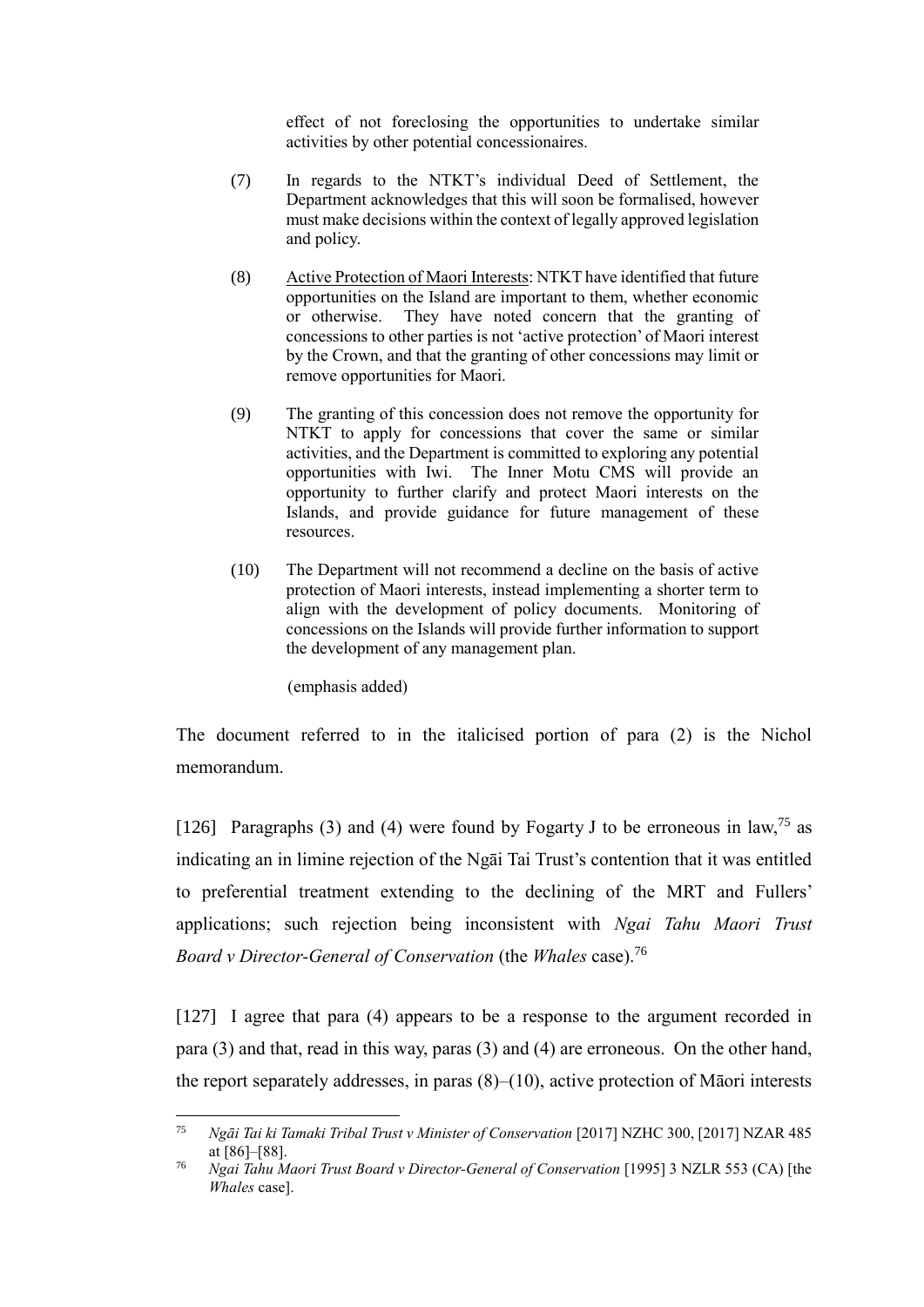effect of not foreclosing the opportunities to undertake similar activities by other potential concessionaires.

(7) In regards to the NTKT's individual Deed of Settlement, the Department acknowledges that this will soon be formalised, however must make decisions within the context of legally approved legislation and policy.

(8) Active Protection of Maori Interests: NTKT have identified that future opportunities on the Island are important to them, whether economic or otherwise. They have noted concern that the granting of concessions to other parties is not 'active protection' of Maori interest by the Crown, and that the granting of other concessions may limit or remove opportunities for Maori.

(9) The granting of this concession does not remove the opportunity for NTKT to apply for concessions that cover the same or similar activities, and the Department is committed to exploring any potential opportunities with Iwi. The Inner Motu CMS will provide an opportunity to further clarify and protect Maori interests on the Islands, and provide guidance for future management of these resources.

(10) The Department will not recommend a decline on the basis of active protection of Maori interests, instead implementing a shorter term to align with the development of policy documents. Monitoring of concessions on the Islands will provide further information to support the development of any management plan.

(emphasis added)

The document referred to in the italicised portion of para (2) is the Nichol memorandum.

[126] Paragraphs (3) and (4) were found by Fogarty J to be erroneous in law,[75] as indicating an in limine rejection of the Ngāi Tai Trust's contention that it was entitled to preferential treatment extending to the declining of the MRT and Fullers' applications; such rejection being inconsistent with *Ngai Tahu Maori Trust Board v Director-General of Conservation* (the *Whales* case).[76]

[127] I agree that para (4) appears to be a response to the argument recorded in para (3) and that, read in this way, paras (3) and (4) are erroneous. On the other hand, the report separately addresses, in paras (8)–(10), active protection of Māori interests

---

[75] *Ngāi Tai ki Tamaki Tribal Trust v Minister of Conservation* [2017] NZHC 300, [2017] NZAR 485 at [86]–[88].

[76] *Ngai Tahu Maori Trust Board v Director-General of Conservation* [1995] 3 NZLR 553 (CA) [the *Whales* case].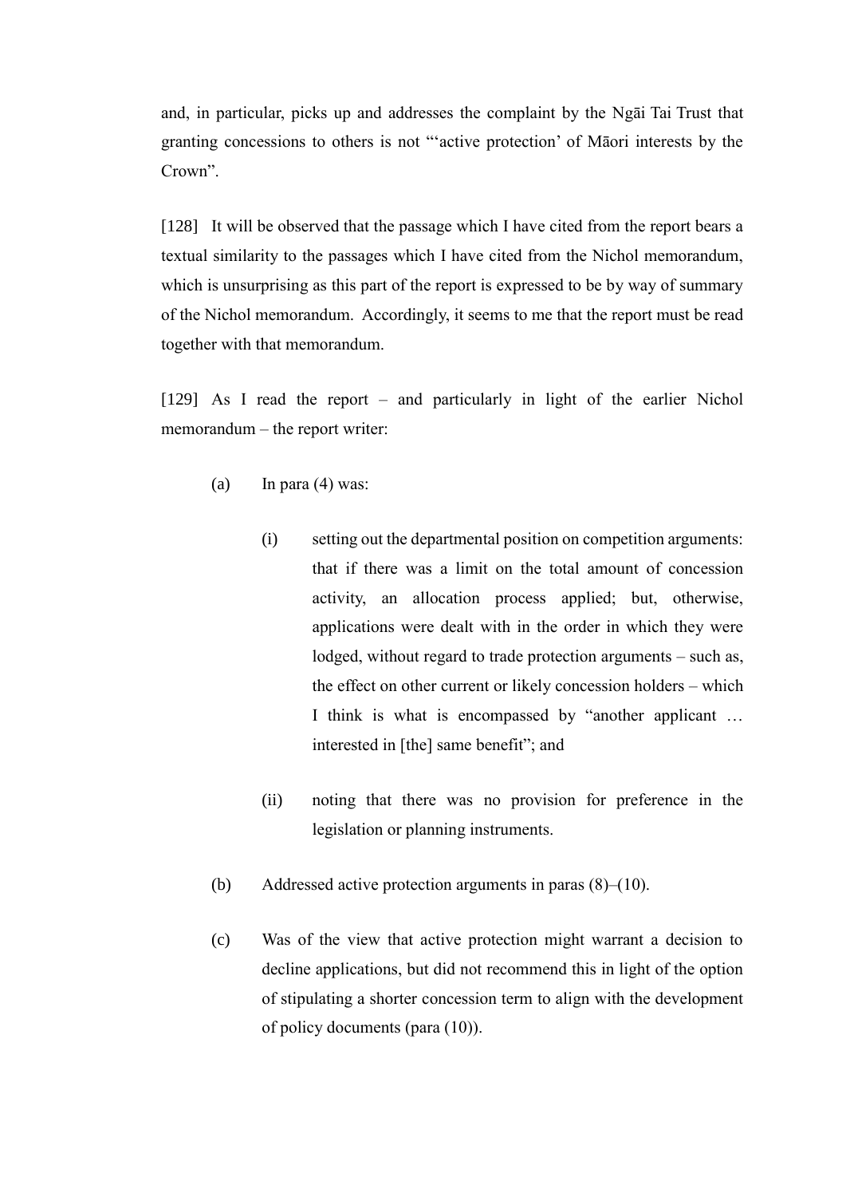and, in particular, picks up and addresses the complaint by the Ngāi Tai Trust that granting concessions to others is not "'active protection' of Māori interests by the Crown".

[128] It will be observed that the passage which I have cited from the report bears a textual similarity to the passages which I have cited from the Nichol memorandum, which is unsurprising as this part of the report is expressed to be by way of summary of the Nichol memorandum. Accordingly, it seems to me that the report must be read together with that memorandum.

[129] As I read the report – and particularly in light of the earlier Nichol memorandum – the report writer:

(a) In para (4) was:

  (i) setting out the departmental position on competition arguments: that if there was a limit on the total amount of concession activity, an allocation process applied; but, otherwise, applications were dealt with in the order in which they were lodged, without regard to trade protection arguments – such as, the effect on other current or likely concession holders – which I think is what is encompassed by "another applicant … interested in [the] same benefit"; and

  (ii) noting that there was no provision for preference in the legislation or planning instruments.

(b) Addressed active protection arguments in paras (8)–(10).

(c) Was of the view that active protection might warrant a decision to decline applications, but did not recommend this in light of the option of stipulating a shorter concession term to align with the development of policy documents (para (10)).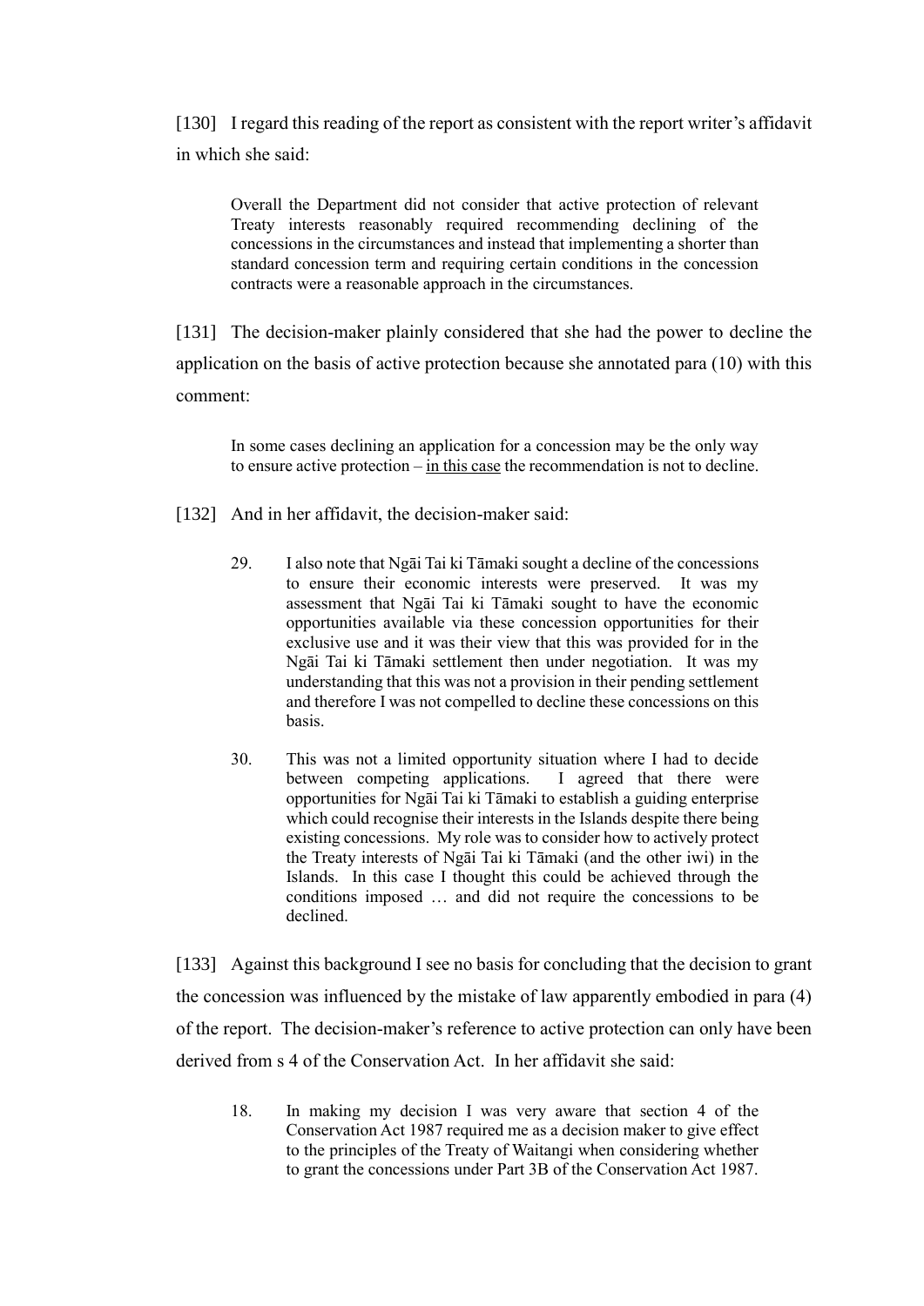[130] I regard this reading of the report as consistent with the report writer's affidavit in which she said:

> Overall the Department did not consider that active protection of relevant Treaty interests reasonably required recommending declining of the concessions in the circumstances and instead that implementing a shorter than standard concession term and requiring certain conditions in the concession contracts were a reasonable approach in the circumstances.

[131] The decision-maker plainly considered that she had the power to decline the application on the basis of active protection because she annotated para (10) with this comment:

> In some cases declining an application for a concession may be the only way to ensure active protection – <u>in this case</u> the recommendation is not to decline.

[132] And in her affidavit, the decision-maker said:

> 29. I also note that Ngāi Tai ki Tāmaki sought a decline of the concessions to ensure their economic interests were preserved. It was my assessment that Ngāi Tai ki Tāmaki sought to have the economic opportunities available via these concession opportunities for their exclusive use and it was their view that this was provided for in the Ngāi Tai ki Tāmaki settlement then under negotiation. It was my understanding that this was not a provision in their pending settlement and therefore I was not compelled to decline these concessions on this basis.
>
> 30. This was not a limited opportunity situation where I had to decide between competing applications. I agreed that there were opportunities for Ngāi Tai ki Tāmaki to establish a guiding enterprise which could recognise their interests in the Islands despite there being existing concessions. My role was to consider how to actively protect the Treaty interests of Ngāi Tai ki Tāmaki (and the other iwi) in the Islands. In this case I thought this could be achieved through the conditions imposed … and did not require the concessions to be declined.

[133] Against this background I see no basis for concluding that the decision to grant the concession was influenced by the mistake of law apparently embodied in para (4) of the report. The decision-maker's reference to active protection can only have been derived from s 4 of the Conservation Act. In her affidavit she said:

> 18. In making my decision I was very aware that section 4 of the Conservation Act 1987 required me as a decision maker to give effect to the principles of the Treaty of Waitangi when considering whether to grant the concessions under Part 3B of the Conservation Act 1987.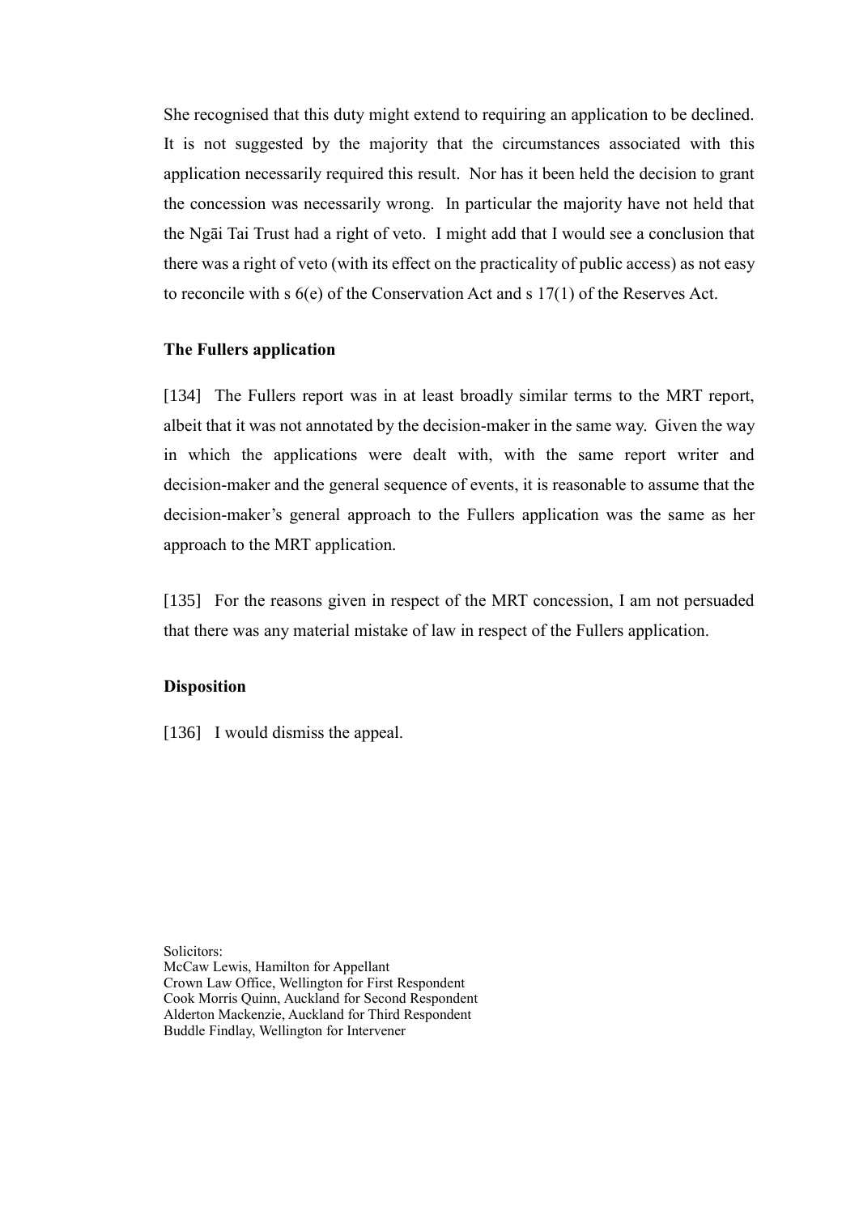She recognised that this duty might extend to requiring an application to be declined. It is not suggested by the majority that the circumstances associated with this application necessarily required this result. Nor has it been held the decision to grant the concession was necessarily wrong. In particular the majority have not held that the Ngāi Tai Trust had a right of veto. I might add that I would see a conclusion that there was a right of veto (with its effect on the practicality of public access) as not easy to reconcile with s 6(e) of the Conservation Act and s 17(1) of the Reserves Act.

**The Fullers application**

[134] The Fullers report was in at least broadly similar terms to the MRT report, albeit that it was not annotated by the decision-maker in the same way. Given the way in which the applications were dealt with, with the same report writer and decision-maker and the general sequence of events, it is reasonable to assume that the decision-maker's general approach to the Fullers application was the same as her approach to the MRT application.

[135] For the reasons given in respect of the MRT concession, I am not persuaded that there was any material mistake of law in respect of the Fullers application.

**Disposition**

[136] I would dismiss the appeal.

Solicitors:
McCaw Lewis, Hamilton for Appellant
Crown Law Office, Wellington for First Respondent
Cook Morris Quinn, Auckland for Second Respondent
Alderton Mackenzie, Auckland for Third Respondent
Buddle Findlay, Wellington for Intervener